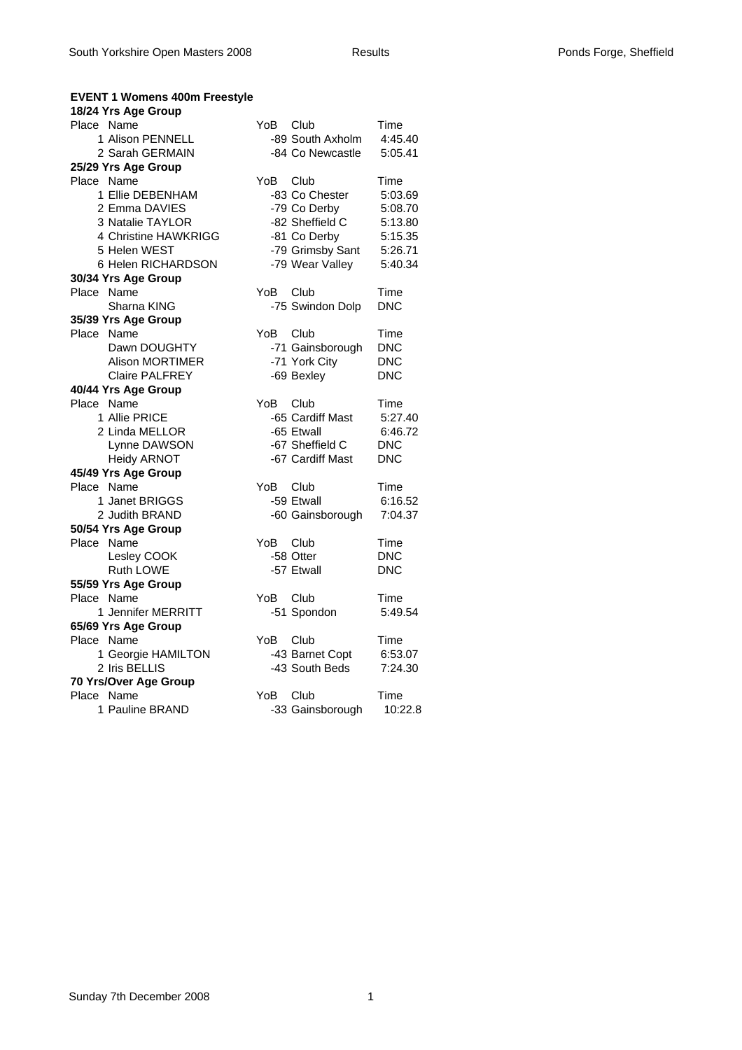## EVENT 1 Womens 400m Freestyle

### 18/24 Yrs Age Group

| Place | Name | YoB | Club | Time |
|---|---|---|---|---|
| 1 | Alison PENNELL | -89 | South Axholm | 4:45.40 |
| 2 | Sarah GERMAIN | -84 | Co Newcastle | 5:05.41 |

### 25/29 Yrs Age Group

| Place | Name | YoB | Club | Time |
|---|---|---|---|---|
| 1 | Ellie DEBENHAM | -83 | Co Chester | 5:03.69 |
| 2 | Emma DAVIES | -79 | Co Derby | 5:08.70 |
| 3 | Natalie TAYLOR | -82 | Sheffield C | 5:13.80 |
| 4 | Christine HAWKRIGG | -81 | Co Derby | 5:15.35 |
| 5 | Helen WEST | -79 | Grimsby Sant | 5:26.71 |
| 6 | Helen RICHARDSON | -79 | Wear Valley | 5:40.34 |

### 30/34 Yrs Age Group

| Place | Name | YoB | Club | Time |
|---|---|---|---|---|
| | Sharna KING | -75 | Swindon Dolp | DNC |

### 35/39 Yrs Age Group

| Place | Name | YoB | Club | Time |
|---|---|---|---|---|
| | Dawn DOUGHTY | -71 | Gainsborough | DNC |
| | Alison MORTIMER | -71 | York City | DNC |
| | Claire PALFREY | -69 | Bexley | DNC |

### 40/44 Yrs Age Group

| Place | Name | YoB | Club | Time |
|---|---|---|---|---|
| 1 | Allie PRICE | -65 | Cardiff Mast | 5:27.40 |
| 2 | Linda MELLOR | -65 | Etwall | 6:46.72 |
| | Lynne DAWSON | -67 | Sheffield C | DNC |
| | Heidy ARNOT | -67 | Cardiff Mast | DNC |

### 45/49 Yrs Age Group

| Place | Name | YoB | Club | Time |
|---|---|---|---|---|
| 1 | Janet BRIGGS | -59 | Etwall | 6:16.52 |
| 2 | Judith BRAND | -60 | Gainsborough | 7:04.37 |

### 50/54 Yrs Age Group

| Place | Name | YoB | Club | Time |
|---|---|---|---|---|
| | Lesley COOK | -58 | Otter | DNC |
| | Ruth LOWE | -57 | Etwall | DNC |

### 55/59 Yrs Age Group

| Place | Name | YoB | Club | Time |
|---|---|---|---|---|
| 1 | Jennifer MERRITT | -51 | Spondon | 5:49.54 |

### 65/69 Yrs Age Group

| Place | Name | YoB | Club | Time |
|---|---|---|---|---|
| 1 | Georgie HAMILTON | -43 | Barnet Copt | 6:53.07 |
| 2 | Iris BELLIS | -43 | South Beds | 7:24.30 |

### 70 Yrs/Over Age Group

| Place | Name | YoB | Club | Time |
|---|---|---|---|---|
| 1 | Pauline BRAND | -33 | Gainsborough | 10:22.8 |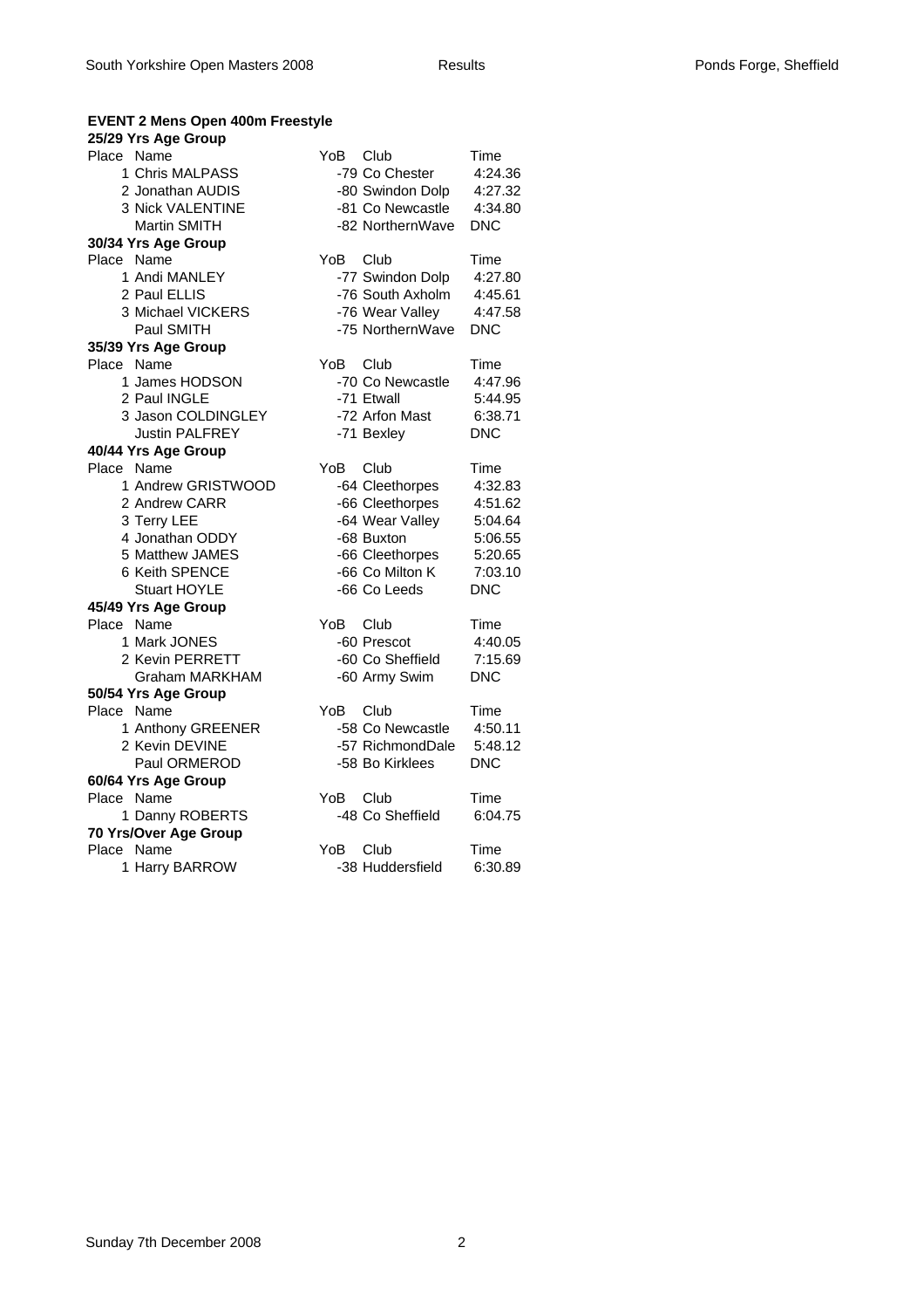## EVENT 2 Mens Open 400m Freestyle

### 25/29 Yrs Age Group

| Place | Name | YoB | Club | Time |
|---|---|---|---|---|
| 1 | Chris MALPASS | -79 | Co Chester | 4:24.36 |
| 2 | Jonathan AUDIS | -80 | Swindon Dolp | 4:27.32 |
| 3 | Nick VALENTINE | -81 | Co Newcastle | 4:34.80 |
| | Martin SMITH | -82 | NorthernWave | DNC |

### 30/34 Yrs Age Group

| Place | Name | YoB | Club | Time |
|---|---|---|---|---|
| 1 | Andi MANLEY | -77 | Swindon Dolp | 4:27.80 |
| 2 | Paul ELLIS | -76 | South Axholm | 4:45.61 |
| 3 | Michael VICKERS | -76 | Wear Valley | 4:47.58 |
| | Paul SMITH | -75 | NorthernWave | DNC |

### 35/39 Yrs Age Group

| Place | Name | YoB | Club | Time |
|---|---|---|---|---|
| 1 | James HODSON | -70 | Co Newcastle | 4:47.96 |
| 2 | Paul INGLE | -71 | Etwall | 5:44.95 |
| 3 | Jason COLDINGLEY | -72 | Arfon Mast | 6:38.71 |
| | Justin PALFREY | -71 | Bexley | DNC |

### 40/44 Yrs Age Group

| Place | Name | YoB | Club | Time |
|---|---|---|---|---|
| 1 | Andrew GRISTWOOD | -64 | Cleethorpes | 4:32.83 |
| 2 | Andrew CARR | -66 | Cleethorpes | 4:51.62 |
| 3 | Terry LEE | -64 | Wear Valley | 5:04.64 |
| 4 | Jonathan ODDY | -68 | Buxton | 5:06.55 |
| 5 | Matthew JAMES | -66 | Cleethorpes | 5:20.65 |
| 6 | Keith SPENCE | -66 | Co Milton K | 7:03.10 |
| | Stuart HOYLE | -66 | Co Leeds | DNC |

### 45/49 Yrs Age Group

| Place | Name | YoB | Club | Time |
|---|---|---|---|---|
| 1 | Mark JONES | -60 | Prescot | 4:40.05 |
| 2 | Kevin PERRETT | -60 | Co Sheffield | 7:15.69 |
| | Graham MARKHAM | -60 | Army Swim | DNC |

### 50/54 Yrs Age Group

| Place | Name | YoB | Club | Time |
|---|---|---|---|---|
| 1 | Anthony GREENER | -58 | Co Newcastle | 4:50.11 |
| 2 | Kevin DEVINE | -57 | RichmondDale | 5:48.12 |
| | Paul ORMEROD | -58 | Bo Kirklees | DNC |

### 60/64 Yrs Age Group

| Place | Name | YoB | Club | Time |
|---|---|---|---|---|
| 1 | Danny ROBERTS | -48 | Co Sheffield | 6:04.75 |

### 70 Yrs/Over Age Group

| Place | Name | YoB | Club | Time |
|---|---|---|---|---|
| 1 | Harry BARROW | -38 | Huddersfield | 6:30.89 |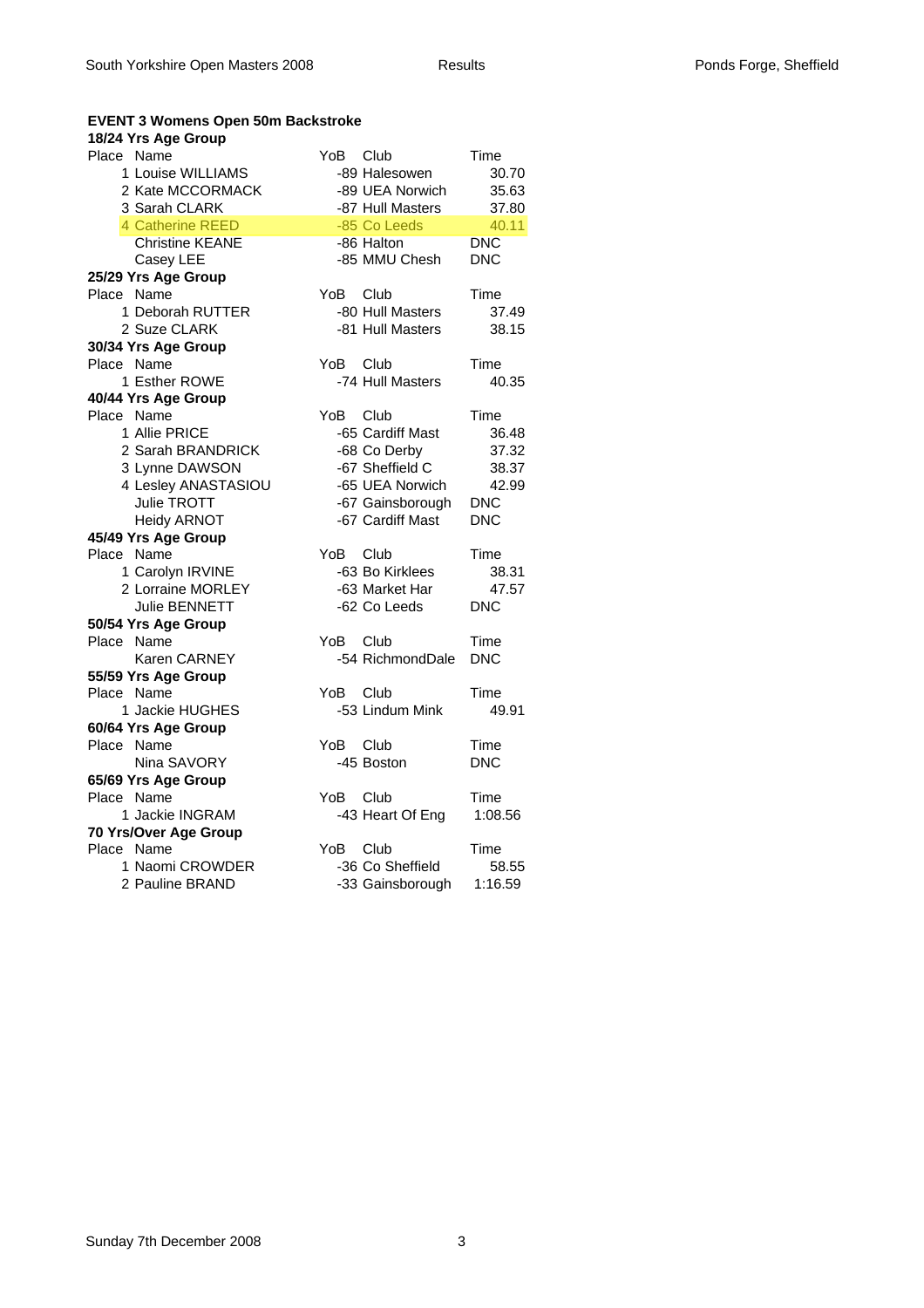### EVENT 3 Womens Open 50m Backstroke

**18/24 Yrs Age Group**

| Place | Name | YoB | Club | Time |
|---|---|---|---|---|
| 1 | Louise WILLIAMS | -89 | Halesowen | 30.70 |
| 2 | Kate MCCORMACK | -89 | UEA Norwich | 35.63 |
| 3 | Sarah CLARK | -87 | Hull Masters | 37.80 |
| 4 | Catherine REED | -85 | Co Leeds | 40.11 |
| | Christine KEANE | -86 | Halton | DNC |
| | Casey LEE | -85 | MMU Chesh | DNC |

**25/29 Yrs Age Group**

| Place | Name | YoB | Club | Time |
|---|---|---|---|---|
| 1 | Deborah RUTTER | -80 | Hull Masters | 37.49 |
| 2 | Suze CLARK | -81 | Hull Masters | 38.15 |

**30/34 Yrs Age Group**

| Place | Name | YoB | Club | Time |
|---|---|---|---|---|
| 1 | Esther ROWE | -74 | Hull Masters | 40.35 |

**40/44 Yrs Age Group**

| Place | Name | YoB | Club | Time |
|---|---|---|---|---|
| 1 | Allie PRICE | -65 | Cardiff Mast | 36.48 |
| 2 | Sarah BRANDRICK | -68 | Co Derby | 37.32 |
| 3 | Lynne DAWSON | -67 | Sheffield C | 38.37 |
| 4 | Lesley ANASTASIOU | -65 | UEA Norwich | 42.99 |
| | Julie TROTT | -67 | Gainsborough | DNC |
| | Heidy ARNOT | -67 | Cardiff Mast | DNC |

**45/49 Yrs Age Group**

| Place | Name | YoB | Club | Time |
|---|---|---|---|---|
| 1 | Carolyn IRVINE | -63 | Bo Kirklees | 38.31 |
| 2 | Lorraine MORLEY | -63 | Market Har | 47.57 |
| | Julie BENNETT | -62 | Co Leeds | DNC |

**50/54 Yrs Age Group**

| Place | Name | YoB | Club | Time |
|---|---|---|---|---|
| | Karen CARNEY | -54 | RichmondDale | DNC |

**55/59 Yrs Age Group**

| Place | Name | YoB | Club | Time |
|---|---|---|---|---|
| 1 | Jackie HUGHES | -53 | Lindum Mink | 49.91 |

**60/64 Yrs Age Group**

| Place | Name | YoB | Club | Time |
|---|---|---|---|---|
| | Nina SAVORY | -45 | Boston | DNC |

**65/69 Yrs Age Group**

| Place | Name | YoB | Club | Time |
|---|---|---|---|---|
| 1 | Jackie INGRAM | -43 | Heart Of Eng | 1:08.56 |

**70 Yrs/Over Age Group**

| Place | Name | YoB | Club | Time |
|---|---|---|---|---|
| 1 | Naomi CROWDER | -36 | Co Sheffield | 58.55 |
| 2 | Pauline BRAND | -33 | Gainsborough | 1:16.59 |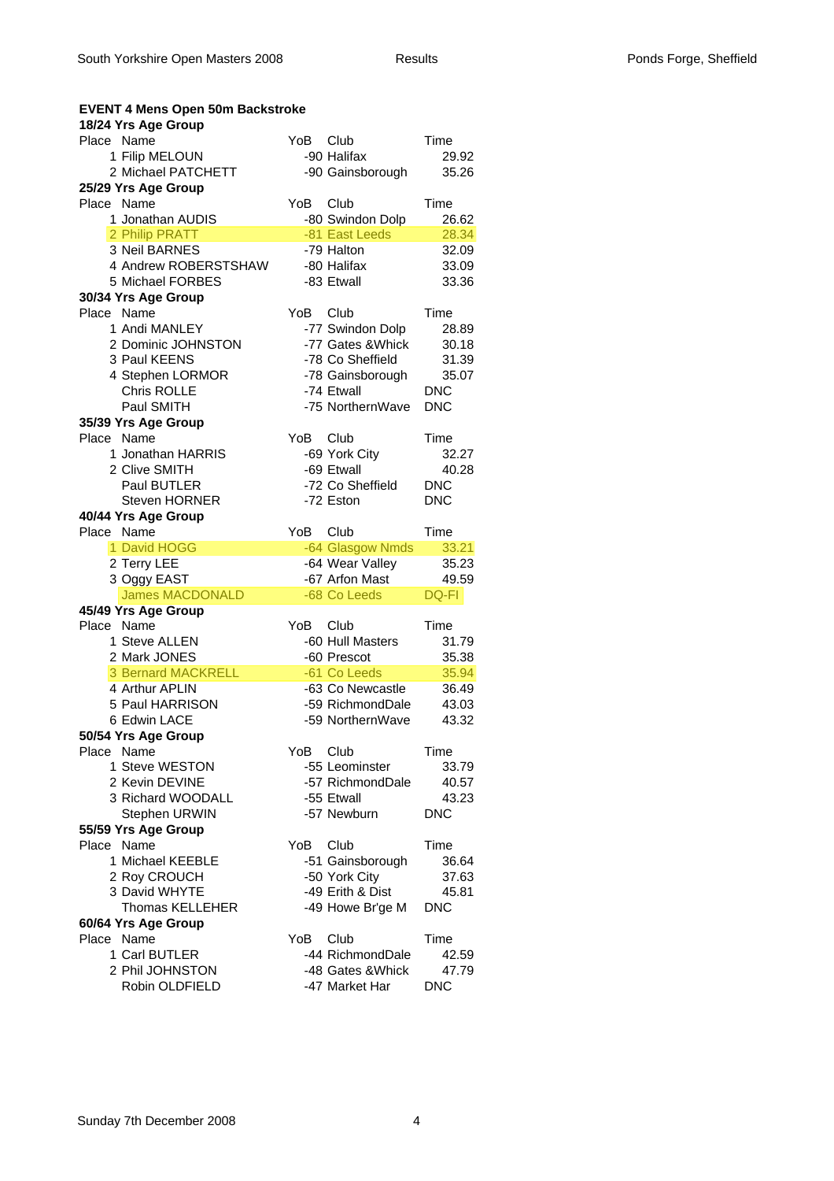## EVENT 4 Mens Open 50m Backstroke

### 18/24 Yrs Age Group

| Place | Name | YoB | Club | Time |
|---|---|---|---|---|
| 1 | Filip MELOUN | -90 | Halifax | 29.92 |
| 2 | Michael PATCHETT | -90 | Gainsborough | 35.26 |

### 25/29 Yrs Age Group

| Place | Name | YoB | Club | Time |
|---|---|---|---|---|
| 1 | Jonathan AUDIS | -80 | Swindon Dolp | 26.62 |
| 2 | Philip PRATT | -81 | East Leeds | 28.34 |
| 3 | Neil BARNES | -79 | Halton | 32.09 |
| 4 | Andrew ROBERSTSHAW | -80 | Halifax | 33.09 |
| 5 | Michael FORBES | -83 | Etwall | 33.36 |

### 30/34 Yrs Age Group

| Place | Name | YoB | Club | Time |
|---|---|---|---|---|
| 1 | Andi MANLEY | -77 | Swindon Dolp | 28.89 |
| 2 | Dominic JOHNSTON | -77 | Gates &Whick | 30.18 |
| 3 | Paul KEENS | -78 | Co Sheffield | 31.39 |
| 4 | Stephen LORMOR | -78 | Gainsborough | 35.07 |
| | Chris ROLLE | -74 | Etwall | DNC |
| | Paul SMITH | -75 | NorthernWave | DNC |

### 35/39 Yrs Age Group

| Place | Name | YoB | Club | Time |
|---|---|---|---|---|
| 1 | Jonathan HARRIS | -69 | York City | 32.27 |
| 2 | Clive SMITH | -69 | Etwall | 40.28 |
| | Paul BUTLER | -72 | Co Sheffield | DNC |
| | Steven HORNER | -72 | Eston | DNC |

### 40/44 Yrs Age Group

| Place | Name | YoB | Club | Time |
|---|---|---|---|---|
| 1 | David HOGG | -64 | Glasgow Nmds | 33.21 |
| 2 | Terry LEE | -64 | Wear Valley | 35.23 |
| 3 | Oggy EAST | -67 | Arfon Mast | 49.59 |
| | James MACDONALD | -68 | Co Leeds | DQ-FI |

### 45/49 Yrs Age Group

| Place | Name | YoB | Club | Time |
|---|---|---|---|---|
| 1 | Steve ALLEN | -60 | Hull Masters | 31.79 |
| 2 | Mark JONES | -60 | Prescot | 35.38 |
| 3 | Bernard MACKRELL | -61 | Co Leeds | 35.94 |
| 4 | Arthur APLIN | -63 | Co Newcastle | 36.49 |
| 5 | Paul HARRISON | -59 | RichmondDale | 43.03 |
| 6 | Edwin LACE | -59 | NorthernWave | 43.32 |

### 50/54 Yrs Age Group

| Place | Name | YoB | Club | Time |
|---|---|---|---|---|
| 1 | Steve WESTON | -55 | Leominster | 33.79 |
| 2 | Kevin DEVINE | -57 | RichmondDale | 40.57 |
| 3 | Richard WOODALL | -55 | Etwall | 43.23 |
| | Stephen URWIN | -57 | Newburn | DNC |

### 55/59 Yrs Age Group

| Place | Name | YoB | Club | Time |
|---|---|---|---|---|
| 1 | Michael KEEBLE | -51 | Gainsborough | 36.64 |
| 2 | Roy CROUCH | -50 | York City | 37.63 |
| 3 | David WHYTE | -49 | Erith & Dist | 45.81 |
| | Thomas KELLEHER | -49 | Howe Br'ge M | DNC |

### 60/64 Yrs Age Group

| Place | Name | YoB | Club | Time |
|---|---|---|---|---|
| 1 | Carl BUTLER | -44 | RichmondDale | 42.59 |
| 2 | Phil JOHNSTON | -48 | Gates &Whick | 47.79 |
| | Robin OLDFIELD | -47 | Market Har | DNC |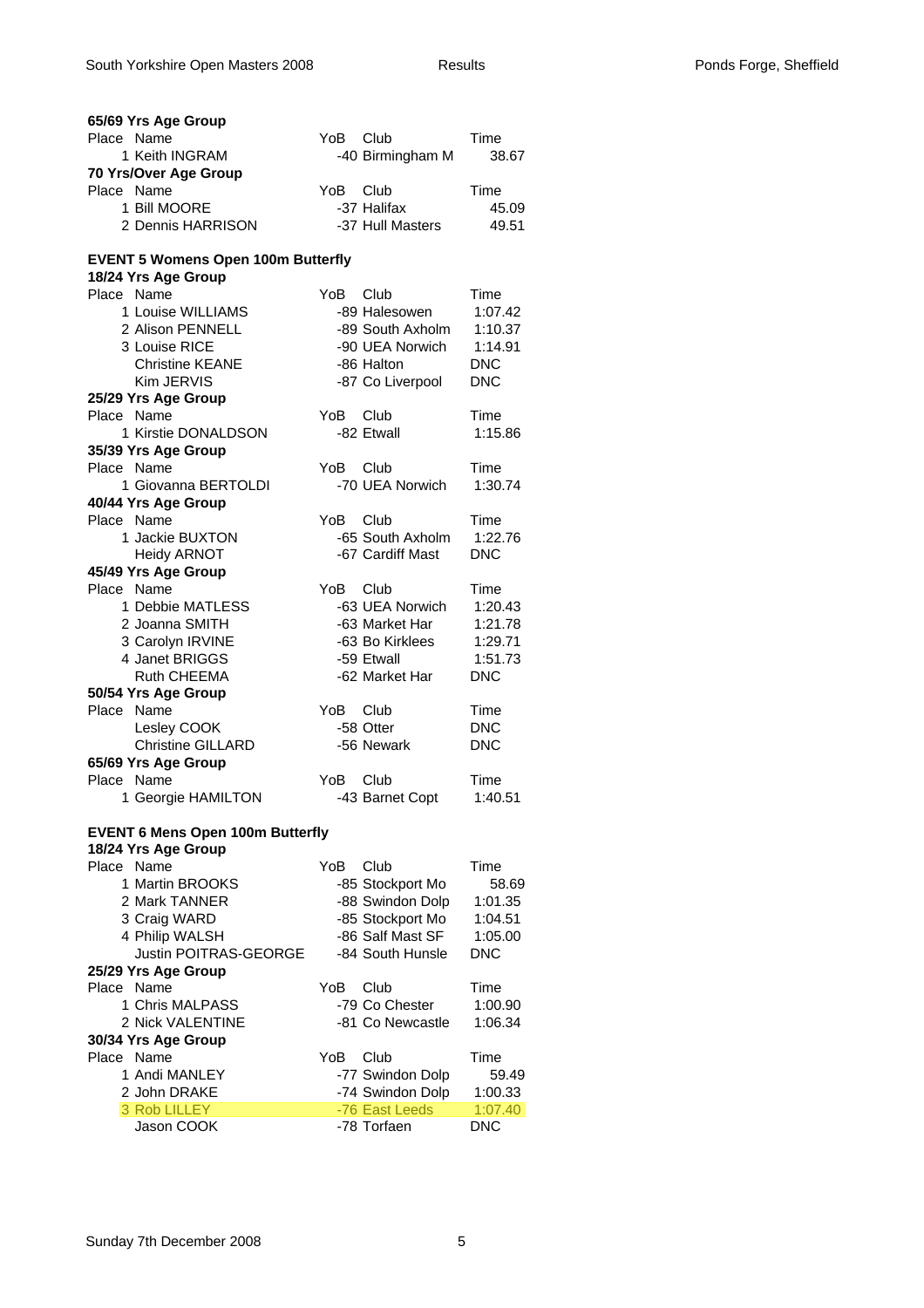**65/69 Yrs Age Group**

| Place | Name | YoB | Club | Time |
|---|---|---|---|---|
| 1 | Keith INGRAM | -40 | Birmingham M | 38.67 |

**70 Yrs/Over Age Group**

| Place | Name | YoB | Club | Time |
|---|---|---|---|---|
| 1 | Bill MOORE | -37 | Halifax | 45.09 |
| 2 | Dennis HARRISON | -37 | Hull Masters | 49.51 |

## EVENT 5 Womens Open 100m Butterfly

**18/24 Yrs Age Group**

| Place | Name | YoB | Club | Time |
|---|---|---|---|---|
| 1 | Louise WILLIAMS | -89 | Halesowen | 1:07.42 |
| 2 | Alison PENNELL | -89 | South Axholm | 1:10.37 |
| 3 | Louise RICE | -90 | UEA Norwich | 1:14.91 |
| | Christine KEANE | -86 | Halton | DNC |
| | Kim JERVIS | -87 | Co Liverpool | DNC |

**25/29 Yrs Age Group**

| Place | Name | YoB | Club | Time |
|---|---|---|---|---|
| 1 | Kirstie DONALDSON | -82 | Etwall | 1:15.86 |

**35/39 Yrs Age Group**

| Place | Name | YoB | Club | Time |
|---|---|---|---|---|
| 1 | Giovanna BERTOLDI | -70 | UEA Norwich | 1:30.74 |

**40/44 Yrs Age Group**

| Place | Name | YoB | Club | Time |
|---|---|---|---|---|
| 1 | Jackie BUXTON | -65 | South Axholm | 1:22.76 |
| | Heidy ARNOT | -67 | Cardiff Mast | DNC |

**45/49 Yrs Age Group**

| Place | Name | YoB | Club | Time |
|---|---|---|---|---|
| 1 | Debbie MATLESS | -63 | UEA Norwich | 1:20.43 |
| 2 | Joanna SMITH | -63 | Market Har | 1:21.78 |
| 3 | Carolyn IRVINE | -63 | Bo Kirklees | 1:29.71 |
| 4 | Janet BRIGGS | -59 | Etwall | 1:51.73 |
| | Ruth CHEEMA | -62 | Market Har | DNC |

**50/54 Yrs Age Group**

| Place | Name | YoB | Club | Time |
|---|---|---|---|---|
| | Lesley COOK | -58 | Otter | DNC |
| | Christine GILLARD | -56 | Newark | DNC |

**65/69 Yrs Age Group**

| Place | Name | YoB | Club | Time |
|---|---|---|---|---|
| 1 | Georgie HAMILTON | -43 | Barnet Copt | 1:40.51 |

## EVENT 6 Mens Open 100m Butterfly

**18/24 Yrs Age Group**

| Place | Name | YoB | Club | Time |
|---|---|---|---|---|
| 1 | Martin BROOKS | -85 | Stockport Mo | 58.69 |
| 2 | Mark TANNER | -88 | Swindon Dolp | 1:01.35 |
| 3 | Craig WARD | -85 | Stockport Mo | 1:04.51 |
| 4 | Philip WALSH | -86 | Salf Mast SF | 1:05.00 |
| | Justin POITRAS-GEORGE | -84 | South Hunsle | DNC |

**25/29 Yrs Age Group**

| Place | Name | YoB | Club | Time |
|---|---|---|---|---|
| 1 | Chris MALPASS | -79 | Co Chester | 1:00.90 |
| 2 | Nick VALENTINE | -81 | Co Newcastle | 1:06.34 |

**30/34 Yrs Age Group**

| Place | Name | YoB | Club | Time |
|---|---|---|---|---|
| 1 | Andi MANLEY | -77 | Swindon Dolp | 59.49 |
| 2 | John DRAKE | -74 | Swindon Dolp | 1:00.33 |
| 3 | Rob LILLEY | -76 | East Leeds | 1:07.40 |
| | Jason COOK | -78 | Torfaen | DNC |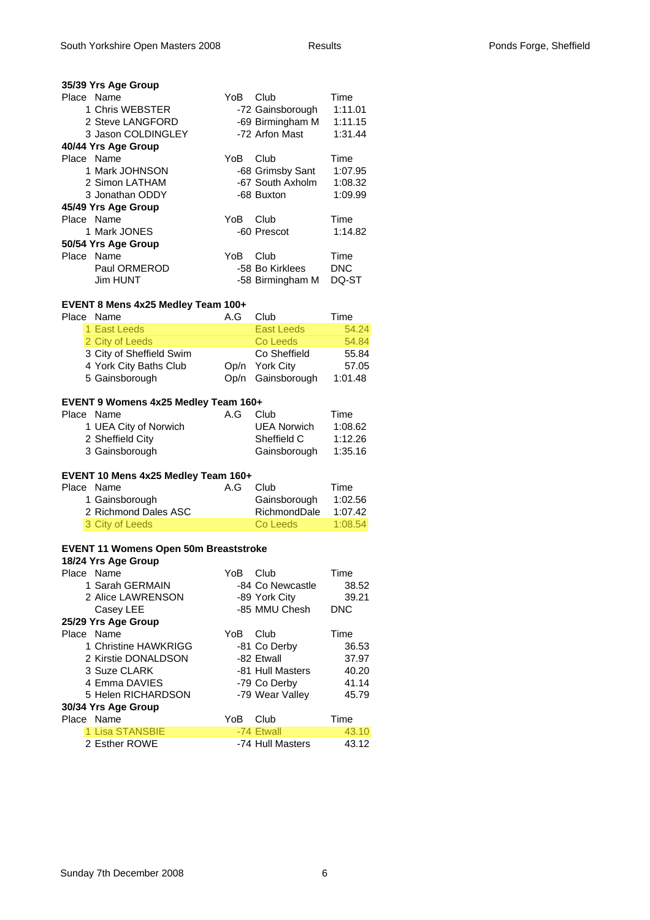### 35/39 Yrs Age Group

| Place | Name | YoB | Club | Time |
|---|---|---|---|---|
| 1 | Chris WEBSTER | -72 | Gainsborough | 1:11.01 |
| 2 | Steve LANGFORD | -69 | Birmingham M | 1:11.15 |
| 3 | Jason COLDINGLEY | -72 | Arfon Mast | 1:31.44 |

### 40/44 Yrs Age Group

| Place | Name | YoB | Club | Time |
|---|---|---|---|---|
| 1 | Mark JOHNSON | -68 | Grimsby Sant | 1:07.95 |
| 2 | Simon LATHAM | -67 | South Axholm | 1:08.32 |
| 3 | Jonathan ODDY | -68 | Buxton | 1:09.99 |

### 45/49 Yrs Age Group

| Place | Name | YoB | Club | Time |
|---|---|---|---|---|
| 1 | Mark JONES | -60 | Prescot | 1:14.82 |

### 50/54 Yrs Age Group

| Place | Name | YoB | Club | Time |
|---|---|---|---|---|
| | Paul ORMEROD | -58 | Bo Kirklees | DNC |
| | Jim HUNT | -58 | Birmingham M | DQ-ST |

## EVENT 8 Mens 4x25 Medley Team 100+

| Place | Name | A.G | Club | Time |
|---|---|---|---|---|
| 1 | East Leeds | | East Leeds | 54.24 |
| 2 | City of Leeds | | Co Leeds | 54.84 |
| 3 | City of Sheffield Swim | | Co Sheffield | 55.84 |
| 4 | York City Baths Club | Op/n | York City | 57.05 |
| 5 | Gainsborough | Op/n | Gainsborough | 1:01.48 |

## EVENT 9 Womens 4x25 Medley Team 160+

| Place | Name | A.G | Club | Time |
|---|---|---|---|---|
| 1 | UEA City of Norwich | | UEA Norwich | 1:08.62 |
| 2 | Sheffield City | | Sheffield C | 1:12.26 |
| 3 | Gainsborough | | Gainsborough | 1:35.16 |

## EVENT 10 Mens 4x25 Medley Team 160+

| Place | Name | A.G | Club | Time |
|---|---|---|---|---|
| 1 | Gainsborough | | Gainsborough | 1:02.56 |
| 2 | Richmond Dales ASC | | RichmondDale | 1:07.42 |
| 3 | City of Leeds | | Co Leeds | 1:08.54 |

## EVENT 11 Womens Open 50m Breaststroke

### 18/24 Yrs Age Group

| Place | Name | YoB | Club | Time |
|---|---|---|---|---|
| 1 | Sarah GERMAIN | -84 | Co Newcastle | 38.52 |
| 2 | Alice LAWRENSON | -89 | York City | 39.21 |
| | Casey LEE | -85 | MMU Chesh | DNC |

### 25/29 Yrs Age Group

| Place | Name | YoB | Club | Time |
|---|---|---|---|---|
| 1 | Christine HAWKRIGG | -81 | Co Derby | 36.53 |
| 2 | Kirstie DONALDSON | -82 | Etwall | 37.97 |
| 3 | Suze CLARK | -81 | Hull Masters | 40.20 |
| 4 | Emma DAVIES | -79 | Co Derby | 41.14 |
| 5 | Helen RICHARDSON | -79 | Wear Valley | 45.79 |

### 30/34 Yrs Age Group

| Place | Name | YoB | Club | Time |
|---|---|---|---|---|
| 1 | Lisa STANSBIE | -74 | Etwall | 43.10 |
| 2 | Esther ROWE | -74 | Hull Masters | 43.12 |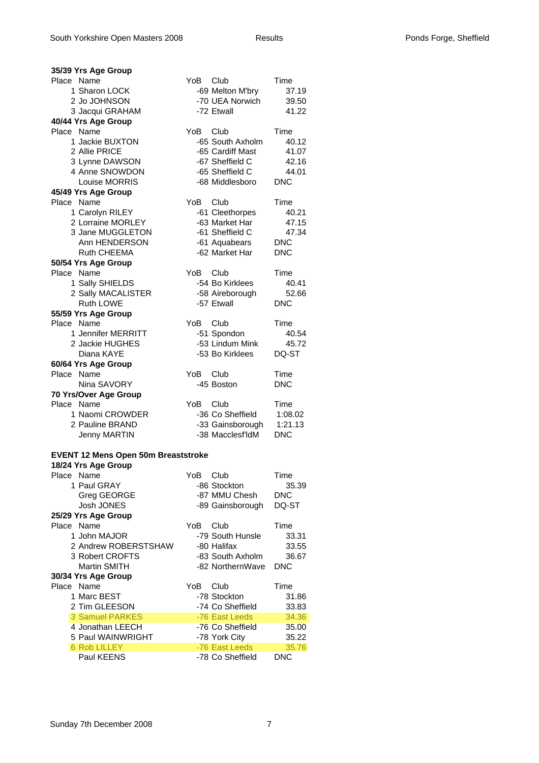**35/39 Yrs Age Group**

| Place | Name | YoB | Club | Time |
|---|---|---|---|---|
| 1 | Sharon LOCK | -69 | Melton M'bry | 37.19 |
| 2 | Jo JOHNSON | -70 | UEA Norwich | 39.50 |
| 3 | Jacqui GRAHAM | -72 | Etwall | 41.22 |

**40/44 Yrs Age Group**

| Place | Name | YoB | Club | Time |
|---|---|---|---|---|
| 1 | Jackie BUXTON | -65 | South Axholm | 40.12 |
| 2 | Allie PRICE | -65 | Cardiff Mast | 41.07 |
| 3 | Lynne DAWSON | -67 | Sheffield C | 42.16 |
| 4 | Anne SNOWDON | -65 | Sheffield C | 44.01 |
| | Louise MORRIS | -68 | Middlesboro | DNC |

**45/49 Yrs Age Group**

| Place | Name | YoB | Club | Time |
|---|---|---|---|---|
| 1 | Carolyn RILEY | -61 | Cleethorpes | 40.21 |
| 2 | Lorraine MORLEY | -63 | Market Har | 47.15 |
| 3 | Jane MUGGLETON | -61 | Sheffield C | 47.34 |
| | Ann HENDERSON | -61 | Aquabears | DNC |
| | Ruth CHEEMA | -62 | Market Har | DNC |

**50/54 Yrs Age Group**

| Place | Name | YoB | Club | Time |
|---|---|---|---|---|
| 1 | Sally SHIELDS | -54 | Bo Kirklees | 40.41 |
| 2 | Sally MACALISTER | -58 | Aireborough | 52.66 |
| | Ruth LOWE | -57 | Etwall | DNC |

**55/59 Yrs Age Group**

| Place | Name | YoB | Club | Time |
|---|---|---|---|---|
| 1 | Jennifer MERRITT | -51 | Spondon | 40.54 |
| 2 | Jackie HUGHES | -53 | Lindum Mink | 45.72 |
| | Diana KAYE | -53 | Bo Kirklees | DQ-ST |

**60/64 Yrs Age Group**

| Place | Name | YoB | Club | Time |
|---|---|---|---|---|
| | Nina SAVORY | -45 | Boston | DNC |

**70 Yrs/Over Age Group**

| Place | Name | YoB | Club | Time |
|---|---|---|---|---|
| 1 | Naomi CROWDER | -36 | Co Sheffield | 1:08.02 |
| 2 | Pauline BRAND | -33 | Gainsborough | 1:21.13 |
| | Jenny MARTIN | -38 | Macclesf'ldM | DNC |

**EVENT 12 Mens Open 50m Breaststroke**

**18/24 Yrs Age Group**

| Place | Name | YoB | Club | Time |
|---|---|---|---|---|
| 1 | Paul GRAY | -86 | Stockton | 35.39 |
| | Greg GEORGE | -87 | MMU Chesh | DNC |
| | Josh JONES | -89 | Gainsborough | DQ-ST |

**25/29 Yrs Age Group**

| Place | Name | YoB | Club | Time |
|---|---|---|---|---|
| 1 | John MAJOR | -79 | South Hunsle | 33.31 |
| 2 | Andrew ROBERSTSHAW | -80 | Halifax | 33.55 |
| 3 | Robert CROFTS | -83 | South Axholm | 36.67 |
| | Martin SMITH | -82 | NorthernWave | DNC |

**30/34 Yrs Age Group**

| Place | Name | YoB | Club | Time |
|---|---|---|---|---|
| 1 | Marc BEST | -78 | Stockton | 31.86 |
| 2 | Tim GLEESON | -74 | Co Sheffield | 33.83 |
| 3 | Samuel PARKES | -76 | East Leeds | 34.36 |
| 4 | Jonathan LEECH | -76 | Co Sheffield | 35.00 |
| 5 | Paul WAINWRIGHT | -78 | York City | 35.22 |
| 6 | Rob LILLEY | -76 | East Leeds | 35.76 |
| | Paul KEENS | -78 | Co Sheffield | DNC |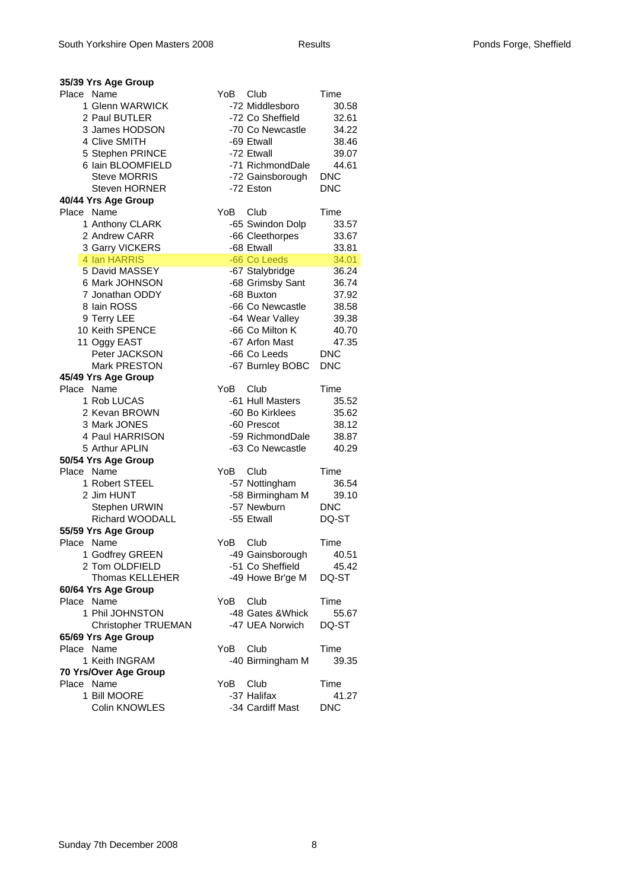**35/39 Yrs Age Group**

| Place | Name | YoB | Club | Time |
|---|---|---|---|---|
| 1 | Glenn WARWICK | -72 | Middlesboro | 30.58 |
| 2 | Paul BUTLER | -72 | Co Sheffield | 32.61 |
| 3 | James HODSON | -70 | Co Newcastle | 34.22 |
| 4 | Clive SMITH | -69 | Etwall | 38.46 |
| 5 | Stephen PRINCE | -72 | Etwall | 39.07 |
| 6 | Iain BLOOMFIELD | -71 | RichmondDale | 44.61 |
| | Steve MORRIS | -72 | Gainsborough | DNC |
| | Steven HORNER | -72 | Eston | DNC |

**40/44 Yrs Age Group**

| Place | Name | YoB | Club | Time |
|---|---|---|---|---|
| 1 | Anthony CLARK | -65 | Swindon Dolp | 33.57 |
| 2 | Andrew CARR | -66 | Cleethorpes | 33.67 |
| 3 | Garry VICKERS | -68 | Etwall | 33.81 |
| 4 | Ian HARRIS | -66 | Co Leeds | 34.01 |
| 5 | David MASSEY | -67 | Stalybridge | 36.24 |
| 6 | Mark JOHNSON | -68 | Grimsby Sant | 36.74 |
| 7 | Jonathan ODDY | -68 | Buxton | 37.92 |
| 8 | Iain ROSS | -66 | Co Newcastle | 38.58 |
| 9 | Terry LEE | -64 | Wear Valley | 39.38 |
| 10 | Keith SPENCE | -66 | Co Milton K | 40.70 |
| 11 | Oggy EAST | -67 | Arfon Mast | 47.35 |
| | Peter JACKSON | -66 | Co Leeds | DNC |
| | Mark PRESTON | -67 | Burnley BOBC | DNC |

**45/49 Yrs Age Group**

| Place | Name | YoB | Club | Time |
|---|---|---|---|---|
| 1 | Rob LUCAS | -61 | Hull Masters | 35.52 |
| 2 | Kevan BROWN | -60 | Bo Kirklees | 35.62 |
| 3 | Mark JONES | -60 | Prescot | 38.12 |
| 4 | Paul HARRISON | -59 | RichmondDale | 38.87 |
| 5 | Arthur APLIN | -63 | Co Newcastle | 40.29 |

**50/54 Yrs Age Group**

| Place | Name | YoB | Club | Time |
|---|---|---|---|---|
| 1 | Robert STEEL | -57 | Nottingham | 36.54 |
| 2 | Jim HUNT | -58 | Birmingham M | 39.10 |
| | Stephen URWIN | -57 | Newburn | DNC |
| | Richard WOODALL | -55 | Etwall | DQ-ST |

**55/59 Yrs Age Group**

| Place | Name | YoB | Club | Time |
|---|---|---|---|---|
| 1 | Godfrey GREEN | -49 | Gainsborough | 40.51 |
| 2 | Tom OLDFIELD | -51 | Co Sheffield | 45.42 |
| | Thomas KELLEHER | -49 | Howe Br'ge M | DQ-ST |

**60/64 Yrs Age Group**

| Place | Name | YoB | Club | Time |
|---|---|---|---|---|
| 1 | Phil JOHNSTON | -48 | Gates &Whick | 55.67 |
| | Christopher TRUEMAN | -47 | UEA Norwich | DQ-ST |

**65/69 Yrs Age Group**

| Place | Name | YoB | Club | Time |
|---|---|---|---|---|
| 1 | Keith INGRAM | -40 | Birmingham M | 39.35 |

**70 Yrs/Over Age Group**

| Place | Name | YoB | Club | Time |
|---|---|---|---|---|
| 1 | Bill MOORE | -37 | Halifax | 41.27 |
| | Colin KNOWLES | -34 | Cardiff Mast | DNC |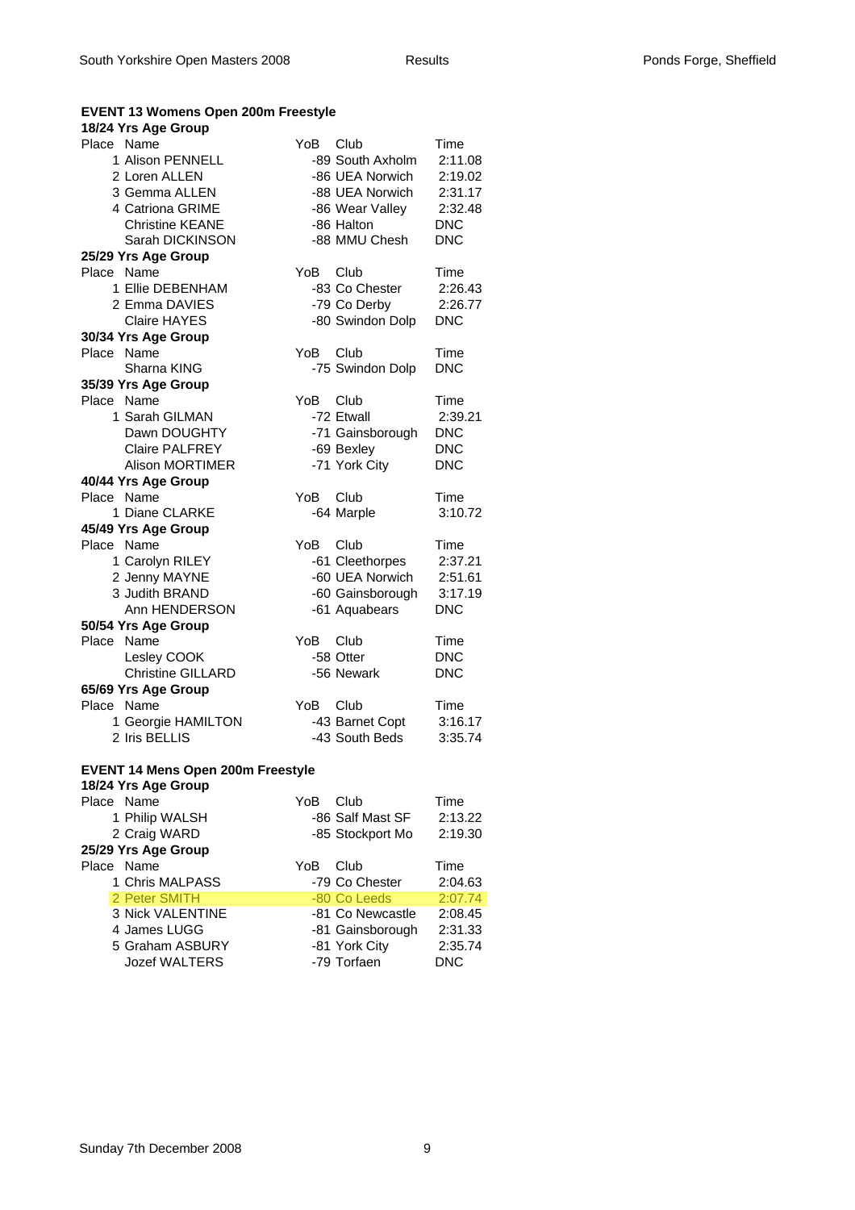## EVENT 13 Womens Open 200m Freestyle

### 18/24 Yrs Age Group

| Place | Name | YoB | Club | Time |
|---|---|---|---|---|
| 1 | Alison PENNELL | -89 | South Axholm | 2:11.08 |
| 2 | Loren ALLEN | -86 | UEA Norwich | 2:19.02 |
| 3 | Gemma ALLEN | -88 | UEA Norwich | 2:31.17 |
| 4 | Catriona GRIME | -86 | Wear Valley | 2:32.48 |
| | Christine KEANE | -86 | Halton | DNC |
| | Sarah DICKINSON | -88 | MMU Chesh | DNC |

### 25/29 Yrs Age Group

| Place | Name | YoB | Club | Time |
|---|---|---|---|---|
| 1 | Ellie DEBENHAM | -83 | Co Chester | 2:26.43 |
| 2 | Emma DAVIES | -79 | Co Derby | 2:26.77 |
| | Claire HAYES | -80 | Swindon Dolp | DNC |

### 30/34 Yrs Age Group

| Place | Name | YoB | Club | Time |
|---|---|---|---|---|
| | Sharna KING | -75 | Swindon Dolp | DNC |

### 35/39 Yrs Age Group

| Place | Name | YoB | Club | Time |
|---|---|---|---|---|
| 1 | Sarah GILMAN | -72 | Etwall | 2:39.21 |
| | Dawn DOUGHTY | -71 | Gainsborough | DNC |
| | Claire PALFREY | -69 | Bexley | DNC |
| | Alison MORTIMER | -71 | York City | DNC |

### 40/44 Yrs Age Group

| Place | Name | YoB | Club | Time |
|---|---|---|---|---|
| 1 | Diane CLARKE | -64 | Marple | 3:10.72 |

### 45/49 Yrs Age Group

| Place | Name | YoB | Club | Time |
|---|---|---|---|---|
| 1 | Carolyn RILEY | -61 | Cleethorpes | 2:37.21 |
| 2 | Jenny MAYNE | -60 | UEA Norwich | 2:51.61 |
| 3 | Judith BRAND | -60 | Gainsborough | 3:17.19 |
| | Ann HENDERSON | -61 | Aquabears | DNC |

### 50/54 Yrs Age Group

| Place | Name | YoB | Club | Time |
|---|---|---|---|---|
| | Lesley COOK | -58 | Otter | DNC |
| | Christine GILLARD | -56 | Newark | DNC |

### 65/69 Yrs Age Group

| Place | Name | YoB | Club | Time |
|---|---|---|---|---|
| 1 | Georgie HAMILTON | -43 | Barnet Copt | 3:16.17 |
| 2 | Iris BELLIS | -43 | South Beds | 3:35.74 |

## EVENT 14 Mens Open 200m Freestyle

### 18/24 Yrs Age Group

| Place | Name | YoB | Club | Time |
|---|---|---|---|---|
| 1 | Philip WALSH | -86 | Salf Mast SF | 2:13.22 |
| 2 | Craig WARD | -85 | Stockport Mo | 2:19.30 |

### 25/29 Yrs Age Group

| Place | Name | YoB | Club | Time |
|---|---|---|---|---|
| 1 | Chris MALPASS | -79 | Co Chester | 2:04.63 |
| 2 | Peter SMITH | -80 | Co Leeds | 2:07.74 |
| 3 | Nick VALENTINE | -81 | Co Newcastle | 2:08.45 |
| 4 | James LUGG | -81 | Gainsborough | 2:31.33 |
| 5 | Graham ASBURY | -81 | York City | 2:35.74 |
| | Jozef WALTERS | -79 | Torfaen | DNC |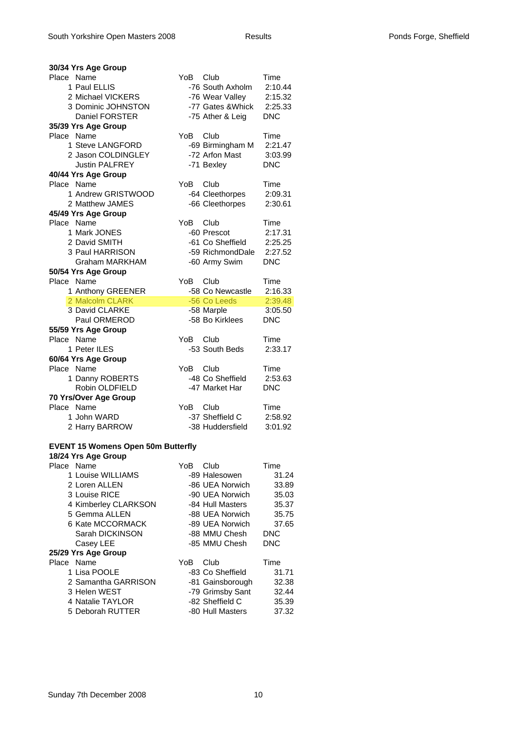**30/34 Yrs Age Group**

| Place | Name | YoB | Club | Time |
|---|---|---|---|---|
| 1 | Paul ELLIS | -76 | South Axholm | 2:10.44 |
| 2 | Michael VICKERS | -76 | Wear Valley | 2:15.32 |
| 3 | Dominic JOHNSTON | -77 | Gates &Whick | 2:25.33 |
| | Daniel FORSTER | -75 | Ather & Leig | DNC |

**35/39 Yrs Age Group**

| Place | Name | YoB | Club | Time |
|---|---|---|---|---|
| 1 | Steve LANGFORD | -69 | Birmingham M | 2:21.47 |
| 2 | Jason COLDINGLEY | -72 | Arfon Mast | 3:03.99 |
| | Justin PALFREY | -71 | Bexley | DNC |

**40/44 Yrs Age Group**

| Place | Name | YoB | Club | Time |
|---|---|---|---|---|
| 1 | Andrew GRISTWOOD | -64 | Cleethorpes | 2:09.31 |
| 2 | Matthew JAMES | -66 | Cleethorpes | 2:30.61 |

**45/49 Yrs Age Group**

| Place | Name | YoB | Club | Time |
|---|---|---|---|---|
| 1 | Mark JONES | -60 | Prescot | 2:17.31 |
| 2 | David SMITH | -61 | Co Sheffield | 2:25.25 |
| 3 | Paul HARRISON | -59 | RichmondDale | 2:27.52 |
| | Graham MARKHAM | -60 | Army Swim | DNC |

**50/54 Yrs Age Group**

| Place | Name | YoB | Club | Time |
|---|---|---|---|---|
| 1 | Anthony GREENER | -58 | Co Newcastle | 2:16.33 |
| 2 | Malcolm CLARK | -56 | Co Leeds | 2:39.48 |
| 3 | David CLARKE | -58 | Marple | 3:05.50 |
| | Paul ORMEROD | -58 | Bo Kirklees | DNC |

**55/59 Yrs Age Group**

| Place | Name | YoB | Club | Time |
|---|---|---|---|---|
| 1 | Peter ILES | -53 | South Beds | 2:33.17 |

**60/64 Yrs Age Group**

| Place | Name | YoB | Club | Time |
|---|---|---|---|---|
| 1 | Danny ROBERTS | -48 | Co Sheffield | 2:53.63 |
| | Robin OLDFIELD | -47 | Market Har | DNC |

**70 Yrs/Over Age Group**

| Place | Name | YoB | Club | Time |
|---|---|---|---|---|
| 1 | John WARD | -37 | Sheffield C | 2:58.92 |
| 2 | Harry BARROW | -38 | Huddersfield | 3:01.92 |

## EVENT 15 Womens Open 50m Butterfly

**18/24 Yrs Age Group**

| Place | Name | YoB | Club | Time |
|---|---|---|---|---|
| 1 | Louise WILLIAMS | -89 | Halesowen | 31.24 |
| 2 | Loren ALLEN | -86 | UEA Norwich | 33.89 |
| 3 | Louise RICE | -90 | UEA Norwich | 35.03 |
| 4 | Kimberley CLARKSON | -84 | Hull Masters | 35.37 |
| 5 | Gemma ALLEN | -88 | UEA Norwich | 35.75 |
| 6 | Kate MCCORMACK | -89 | UEA Norwich | 37.65 |
| | Sarah DICKINSON | -88 | MMU Chesh | DNC |
| | Casey LEE | -85 | MMU Chesh | DNC |

**25/29 Yrs Age Group**

| Place | Name | YoB | Club | Time |
|---|---|---|---|---|
| 1 | Lisa POOLE | -83 | Co Sheffield | 31.71 |
| 2 | Samantha GARRISON | -81 | Gainsborough | 32.38 |
| 3 | Helen WEST | -79 | Grimsby Sant | 32.44 |
| 4 | Natalie TAYLOR | -82 | Sheffield C | 35.39 |
| 5 | Deborah RUTTER | -80 | Hull Masters | 37.32 |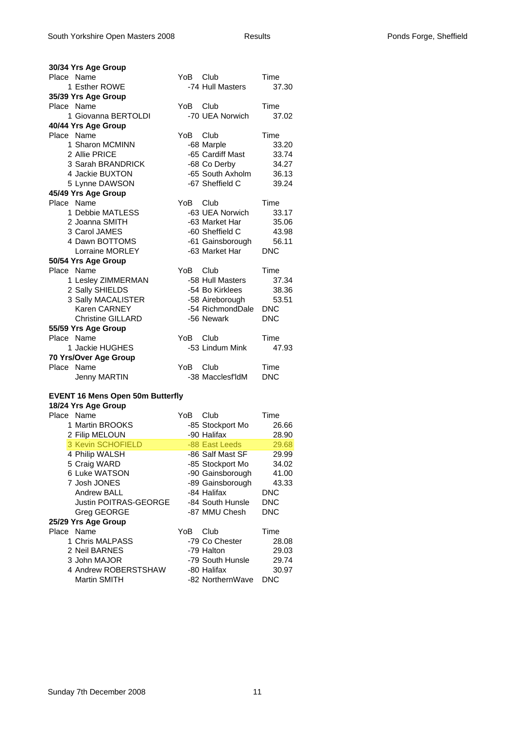**30/34 Yrs Age Group**

| Place | Name | YoB | Club | Time |
|---|---|---|---|---|
| 1 | Esther ROWE | -74 | Hull Masters | 37.30 |

**35/39 Yrs Age Group**

| Place | Name | YoB | Club | Time |
|---|---|---|---|---|
| 1 | Giovanna BERTOLDI | -70 | UEA Norwich | 37.02 |

**40/44 Yrs Age Group**

| Place | Name | YoB | Club | Time |
|---|---|---|---|---|
| 1 | Sharon MCMINN | -68 | Marple | 33.20 |
| 2 | Allie PRICE | -65 | Cardiff Mast | 33.74 |
| 3 | Sarah BRANDRICK | -68 | Co Derby | 34.27 |
| 4 | Jackie BUXTON | -65 | South Axholm | 36.13 |
| 5 | Lynne DAWSON | -67 | Sheffield C | 39.24 |

**45/49 Yrs Age Group**

| Place | Name | YoB | Club | Time |
|---|---|---|---|---|
| 1 | Debbie MATLESS | -63 | UEA Norwich | 33.17 |
| 2 | Joanna SMITH | -63 | Market Har | 35.06 |
| 3 | Carol JAMES | -60 | Sheffield C | 43.98 |
| 4 | Dawn BOTTOMS | -61 | Gainsborough | 56.11 |
| | Lorraine MORLEY | -63 | Market Har | DNC |

**50/54 Yrs Age Group**

| Place | Name | YoB | Club | Time |
|---|---|---|---|---|
| 1 | Lesley ZIMMERMAN | -58 | Hull Masters | 37.34 |
| 2 | Sally SHIELDS | -54 | Bo Kirklees | 38.36 |
| 3 | Sally MACALISTER | -58 | Aireborough | 53.51 |
| | Karen CARNEY | -54 | RichmondDale | DNC |
| | Christine GILLARD | -56 | Newark | DNC |

**55/59 Yrs Age Group**

| Place | Name | YoB | Club | Time |
|---|---|---|---|---|
| 1 | Jackie HUGHES | -53 | Lindum Mink | 47.93 |

**70 Yrs/Over Age Group**

| Place | Name | YoB | Club | Time |
|---|---|---|---|---|
| | Jenny MARTIN | -38 | Macclesf'ldM | DNC |

## EVENT 16 Mens Open 50m Butterfly

**18/24 Yrs Age Group**

| Place | Name | YoB | Club | Time |
|---|---|---|---|---|
| 1 | Martin BROOKS | -85 | Stockport Mo | 26.66 |
| 2 | Filip MELOUN | -90 | Halifax | 28.90 |
| 3 | Kevin SCHOFIELD | -88 | East Leeds | 29.68 |
| 4 | Philip WALSH | -86 | Salf Mast SF | 29.99 |
| 5 | Craig WARD | -85 | Stockport Mo | 34.02 |
| 6 | Luke WATSON | -90 | Gainsborough | 41.00 |
| 7 | Josh JONES | -89 | Gainsborough | 43.33 |
| | Andrew BALL | -84 | Halifax | DNC |
| | Justin POITRAS-GEORGE | -84 | South Hunsle | DNC |
| | Greg GEORGE | -87 | MMU Chesh | DNC |

**25/29 Yrs Age Group**

| Place | Name | YoB | Club | Time |
|---|---|---|---|---|
| 1 | Chris MALPASS | -79 | Co Chester | 28.08 |
| 2 | Neil BARNES | -79 | Halton | 29.03 |
| 3 | John MAJOR | -79 | South Hunsle | 29.74 |
| 4 | Andrew ROBERSTSHAW | -80 | Halifax | 30.97 |
| | Martin SMITH | -82 | NorthernWave | DNC |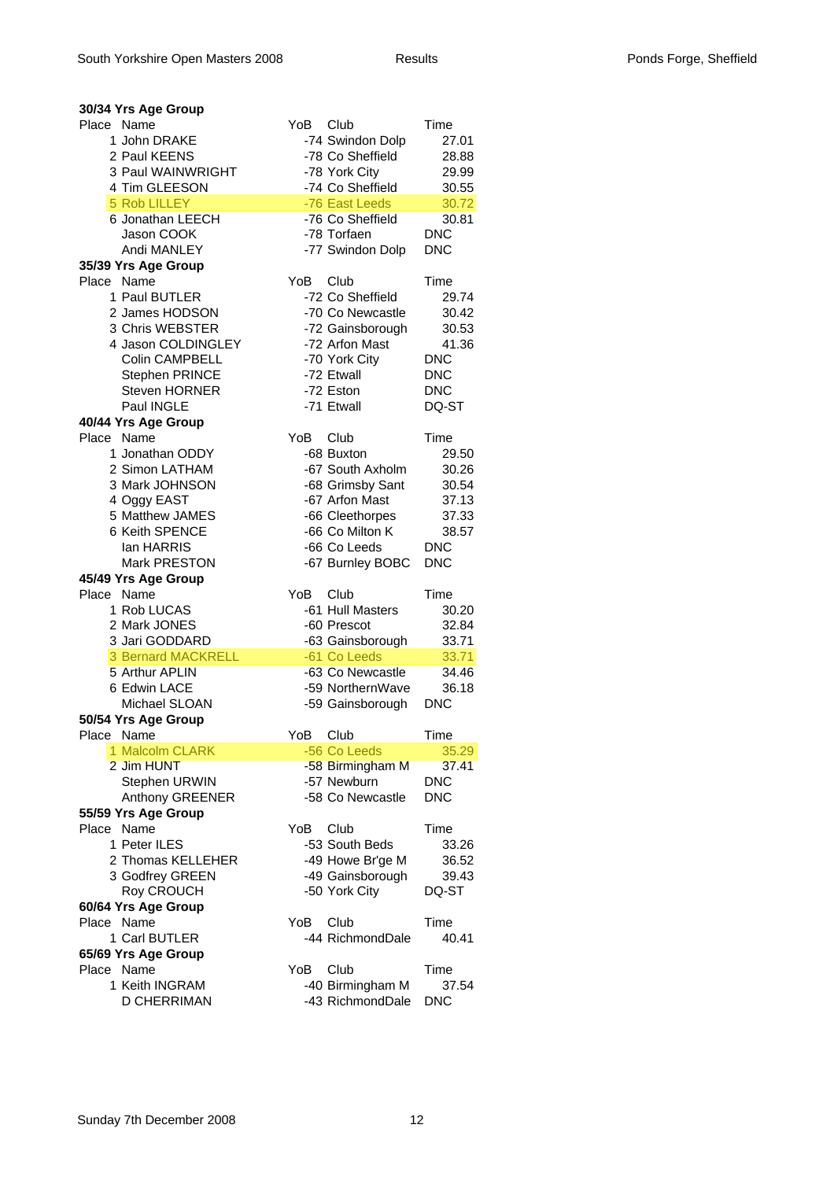### 30/34 Yrs Age Group

| Place | Name | YoB | Club | Time |
|---|---|---|---|---|
| 1 | John DRAKE | -74 | Swindon Dolp | 27.01 |
| 2 | Paul KEENS | -78 | Co Sheffield | 28.88 |
| 3 | Paul WAINWRIGHT | -78 | York City | 29.99 |
| 4 | Tim GLEESON | -74 | Co Sheffield | 30.55 |
| 5 | Rob LILLEY | -76 | East Leeds | 30.72 |
| 6 | Jonathan LEECH | -76 | Co Sheffield | 30.81 |
| | Jason COOK | -78 | Torfaen | DNC |
| | Andi MANLEY | -77 | Swindon Dolp | DNC |

### 35/39 Yrs Age Group

| Place | Name | YoB | Club | Time |
|---|---|---|---|---|
| 1 | Paul BUTLER | -72 | Co Sheffield | 29.74 |
| 2 | James HODSON | -70 | Co Newcastle | 30.42 |
| 3 | Chris WEBSTER | -72 | Gainsborough | 30.53 |
| 4 | Jason COLDINGLEY | -72 | Arfon Mast | 41.36 |
| | Colin CAMPBELL | -70 | York City | DNC |
| | Stephen PRINCE | -72 | Etwall | DNC |
| | Steven HORNER | -72 | Eston | DNC |
| | Paul INGLE | -71 | Etwall | DQ-ST |

### 40/44 Yrs Age Group

| Place | Name | YoB | Club | Time |
|---|---|---|---|---|
| 1 | Jonathan ODDY | -68 | Buxton | 29.50 |
| 2 | Simon LATHAM | -67 | South Axholm | 30.26 |
| 3 | Mark JOHNSON | -68 | Grimsby Sant | 30.54 |
| 4 | Oggy EAST | -67 | Arfon Mast | 37.13 |
| 5 | Matthew JAMES | -66 | Cleethorpes | 37.33 |
| 6 | Keith SPENCE | -66 | Co Milton K | 38.57 |
| | Ian HARRIS | -66 | Co Leeds | DNC |
| | Mark PRESTON | -67 | Burnley BOBC | DNC |

### 45/49 Yrs Age Group

| Place | Name | YoB | Club | Time |
|---|---|---|---|---|
| 1 | Rob LUCAS | -61 | Hull Masters | 30.20 |
| 2 | Mark JONES | -60 | Prescot | 32.84 |
| 3 | Jari GODDARD | -63 | Gainsborough | 33.71 |
| 3 | Bernard MACKRELL | -61 | Co Leeds | 33.71 |
| 5 | Arthur APLIN | -63 | Co Newcastle | 34.46 |
| 6 | Edwin LACE | -59 | NorthernWave | 36.18 |
| | Michael SLOAN | -59 | Gainsborough | DNC |

### 50/54 Yrs Age Group

| Place | Name | YoB | Club | Time |
|---|---|---|---|---|
| 1 | Malcolm CLARK | -56 | Co Leeds | 35.29 |
| 2 | Jim HUNT | -58 | Birmingham M | 37.41 |
| | Stephen URWIN | -57 | Newburn | DNC |
| | Anthony GREENER | -58 | Co Newcastle | DNC |

### 55/59 Yrs Age Group

| Place | Name | YoB | Club | Time |
|---|---|---|---|---|
| 1 | Peter ILES | -53 | South Beds | 33.26 |
| 2 | Thomas KELLEHER | -49 | Howe Br'ge M | 36.52 |
| 3 | Godfrey GREEN | -49 | Gainsborough | 39.43 |
| | Roy CROUCH | -50 | York City | DQ-ST |

### 60/64 Yrs Age Group

| Place | Name | YoB | Club | Time |
|---|---|---|---|---|
| 1 | Carl BUTLER | -44 | RichmondDale | 40.41 |

### 65/69 Yrs Age Group

| Place | Name | YoB | Club | Time |
|---|---|---|---|---|
| 1 | Keith INGRAM | -40 | Birmingham M | 37.54 |
| | D CHERRIMAN | -43 | RichmondDale | DNC |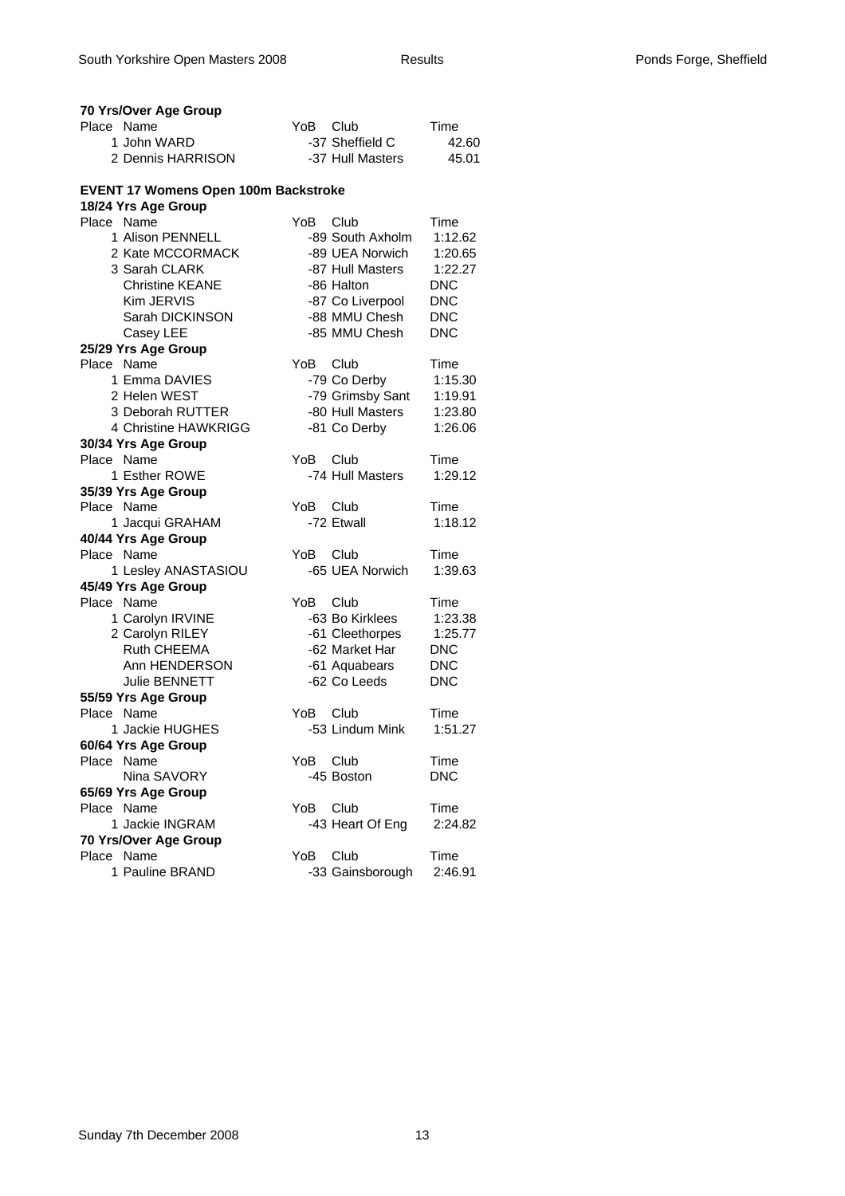**70 Yrs/Over Age Group**

| Place | Name | YoB | Club | Time |
|---|---|---|---|---|
| 1 | John WARD | -37 | Sheffield C | 42.60 |
| 2 | Dennis HARRISON | -37 | Hull Masters | 45.01 |

## EVENT 17 Womens Open 100m Backstroke

**18/24 Yrs Age Group**

| Place | Name | YoB | Club | Time |
|---|---|---|---|---|
| 1 | Alison PENNELL | -89 | South Axholm | 1:12.62 |
| 2 | Kate MCCORMACK | -89 | UEA Norwich | 1:20.65 |
| 3 | Sarah CLARK | -87 | Hull Masters | 1:22.27 |
| | Christine KEANE | -86 | Halton | DNC |
| | Kim JERVIS | -87 | Co Liverpool | DNC |
| | Sarah DICKINSON | -88 | MMU Chesh | DNC |
| | Casey LEE | -85 | MMU Chesh | DNC |

**25/29 Yrs Age Group**

| Place | Name | YoB | Club | Time |
|---|---|---|---|---|
| 1 | Emma DAVIES | -79 | Co Derby | 1:15.30 |
| 2 | Helen WEST | -79 | Grimsby Sant | 1:19.91 |
| 3 | Deborah RUTTER | -80 | Hull Masters | 1:23.80 |
| 4 | Christine HAWKRIGG | -81 | Co Derby | 1:26.06 |

**30/34 Yrs Age Group**

| Place | Name | YoB | Club | Time |
|---|---|---|---|---|
| 1 | Esther ROWE | -74 | Hull Masters | 1:29.12 |

**35/39 Yrs Age Group**

| Place | Name | YoB | Club | Time |
|---|---|---|---|---|
| 1 | Jacqui GRAHAM | -72 | Etwall | 1:18.12 |

**40/44 Yrs Age Group**

| Place | Name | YoB | Club | Time |
|---|---|---|---|---|
| 1 | Lesley ANASTASIOU | -65 | UEA Norwich | 1:39.63 |

**45/49 Yrs Age Group**

| Place | Name | YoB | Club | Time |
|---|---|---|---|---|
| 1 | Carolyn IRVINE | -63 | Bo Kirklees | 1:23.38 |
| 2 | Carolyn RILEY | -61 | Cleethorpes | 1:25.77 |
| | Ruth CHEEMA | -62 | Market Har | DNC |
| | Ann HENDERSON | -61 | Aquabears | DNC |
| | Julie BENNETT | -62 | Co Leeds | DNC |

**55/59 Yrs Age Group**

| Place | Name | YoB | Club | Time |
|---|---|---|---|---|
| 1 | Jackie HUGHES | -53 | Lindum Mink | 1:51.27 |

**60/64 Yrs Age Group**

| Place | Name | YoB | Club | Time |
|---|---|---|---|---|
| | Nina SAVORY | -45 | Boston | DNC |

**65/69 Yrs Age Group**

| Place | Name | YoB | Club | Time |
|---|---|---|---|---|
| 1 | Jackie INGRAM | -43 | Heart Of Eng | 2:24.82 |

**70 Yrs/Over Age Group**

| Place | Name | YoB | Club | Time |
|---|---|---|---|---|
| 1 | Pauline BRAND | -33 | Gainsborough | 2:46.91 |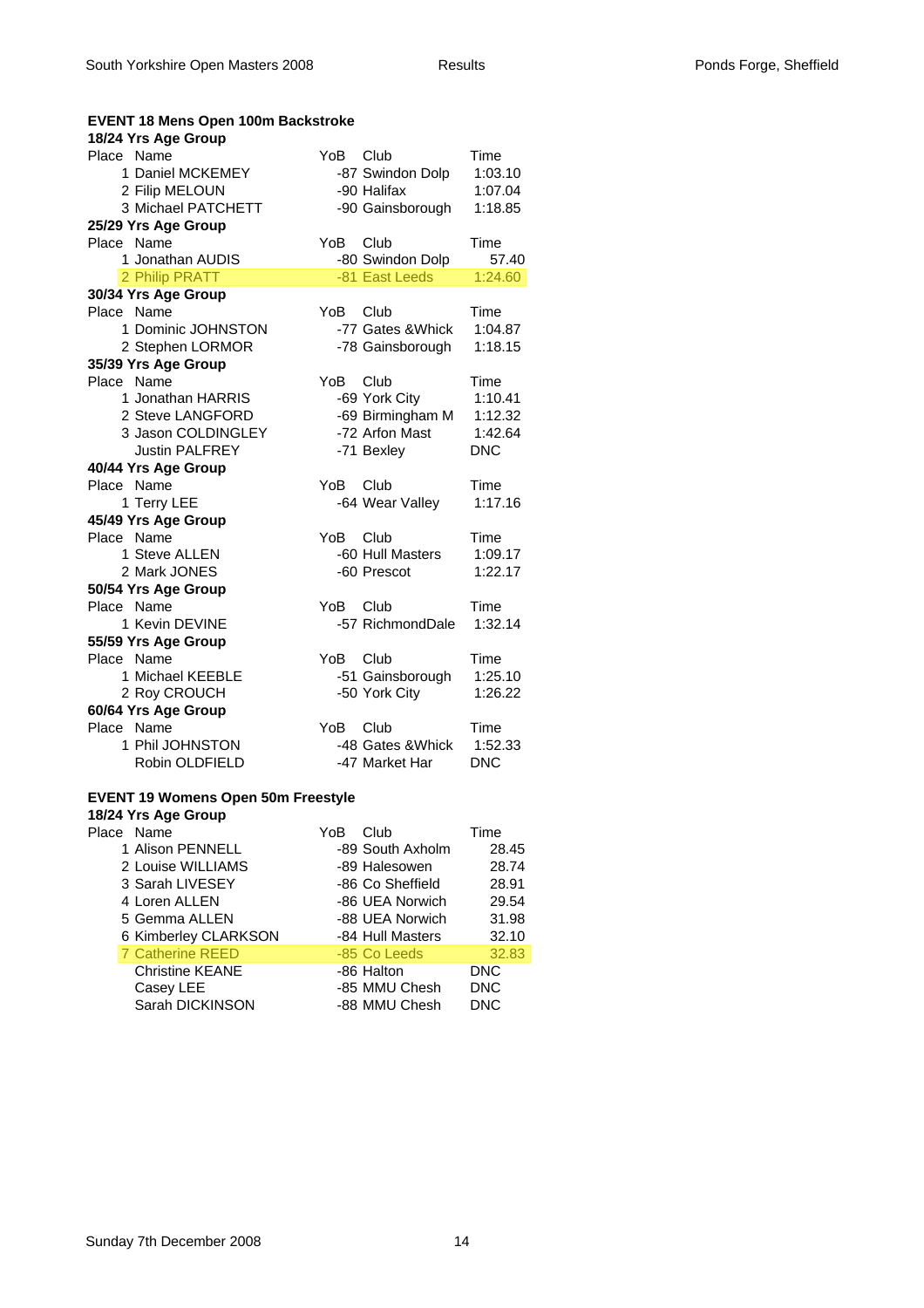### EVENT 18 Mens Open 100m Backstroke

**18/24 Yrs Age Group**

| Place | Name | YoB | Club | Time |
|---|---|---|---|---|
| 1 | Daniel MCKEMEY | -87 | Swindon Dolp | 1:03.10 |
| 2 | Filip MELOUN | -90 | Halifax | 1:07.04 |
| 3 | Michael PATCHETT | -90 | Gainsborough | 1:18.85 |

**25/29 Yrs Age Group**

| Place | Name | YoB | Club | Time |
|---|---|---|---|---|
| 1 | Jonathan AUDIS | -80 | Swindon Dolp | 57.40 |
| 2 | Philip PRATT | -81 | East Leeds | 1:24.60 |

**30/34 Yrs Age Group**

| Place | Name | YoB | Club | Time |
|---|---|---|---|---|
| 1 | Dominic JOHNSTON | -77 | Gates &Whick | 1:04.87 |
| 2 | Stephen LORMOR | -78 | Gainsborough | 1:18.15 |

**35/39 Yrs Age Group**

| Place | Name | YoB | Club | Time |
|---|---|---|---|---|
| 1 | Jonathan HARRIS | -69 | York City | 1:10.41 |
| 2 | Steve LANGFORD | -69 | Birmingham M | 1:12.32 |
| 3 | Jason COLDINGLEY | -72 | Arfon Mast | 1:42.64 |
| | Justin PALFREY | -71 | Bexley | DNC |

**40/44 Yrs Age Group**

| Place | Name | YoB | Club | Time |
|---|---|---|---|---|
| 1 | Terry LEE | -64 | Wear Valley | 1:17.16 |

**45/49 Yrs Age Group**

| Place | Name | YoB | Club | Time |
|---|---|---|---|---|
| 1 | Steve ALLEN | -60 | Hull Masters | 1:09.17 |
| 2 | Mark JONES | -60 | Prescot | 1:22.17 |

**50/54 Yrs Age Group**

| Place | Name | YoB | Club | Time |
|---|---|---|---|---|
| 1 | Kevin DEVINE | -57 | RichmondDale | 1:32.14 |

**55/59 Yrs Age Group**

| Place | Name | YoB | Club | Time |
|---|---|---|---|---|
| 1 | Michael KEEBLE | -51 | Gainsborough | 1:25.10 |
| 2 | Roy CROUCH | -50 | York City | 1:26.22 |

**60/64 Yrs Age Group**

| Place | Name | YoB | Club | Time |
|---|---|---|---|---|
| 1 | Phil JOHNSTON | -48 | Gates &Whick | 1:52.33 |
| | Robin OLDFIELD | -47 | Market Har | DNC |

### EVENT 19 Womens Open 50m Freestyle

**18/24 Yrs Age Group**

| Place | Name | YoB | Club | Time |
|---|---|---|---|---|
| 1 | Alison PENNELL | -89 | South Axholm | 28.45 |
| 2 | Louise WILLIAMS | -89 | Halesowen | 28.74 |
| 3 | Sarah LIVESEY | -86 | Co Sheffield | 28.91 |
| 4 | Loren ALLEN | -86 | UEA Norwich | 29.54 |
| 5 | Gemma ALLEN | -88 | UEA Norwich | 31.98 |
| 6 | Kimberley CLARKSON | -84 | Hull Masters | 32.10 |
| 7 | Catherine REED | -85 | Co Leeds | 32.83 |
| | Christine KEANE | -86 | Halton | DNC |
| | Casey LEE | -85 | MMU Chesh | DNC |
| | Sarah DICKINSON | -88 | MMU Chesh | DNC |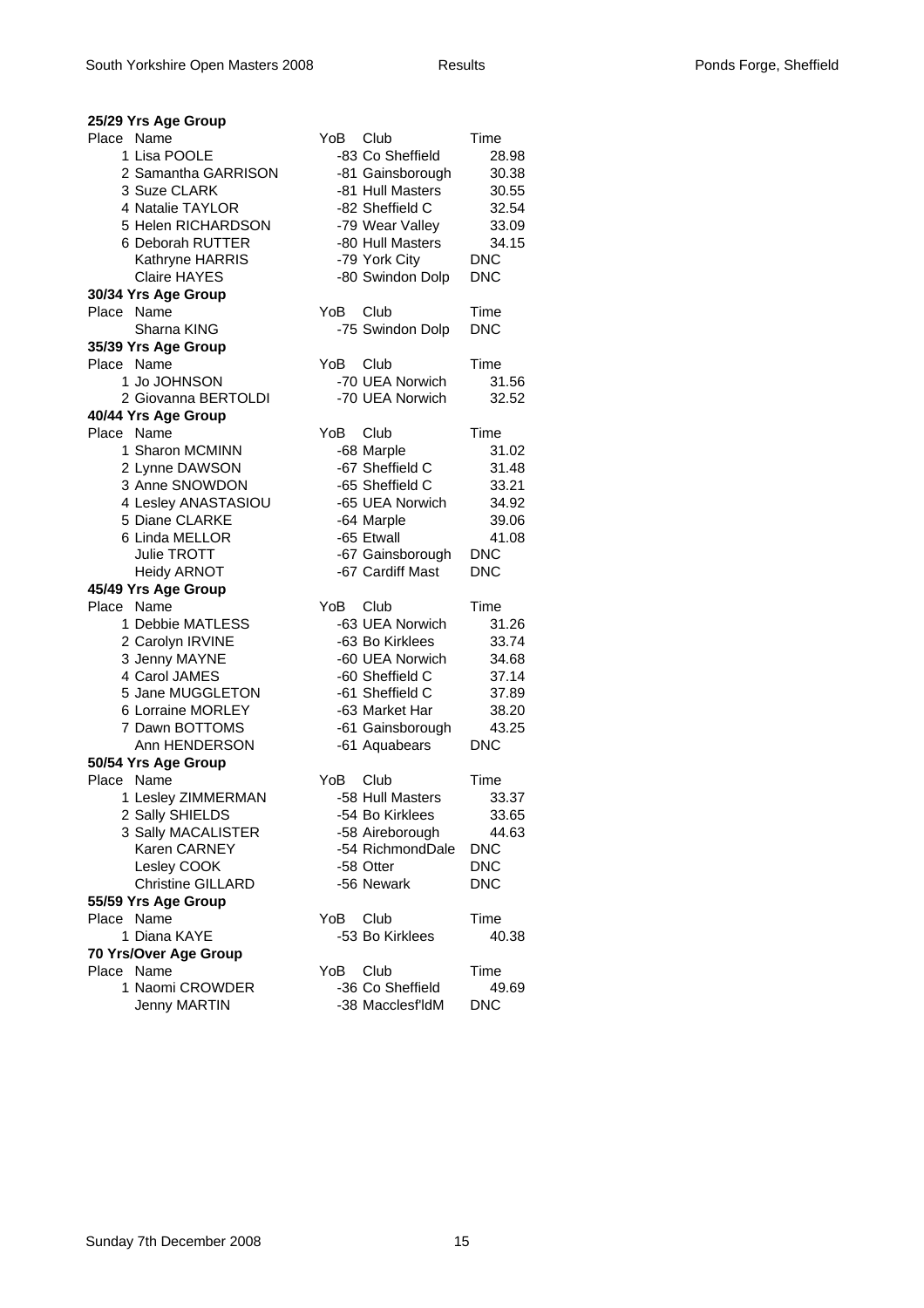**25/29 Yrs Age Group**

| Place | Name | YoB | Club | Time |
|---|---|---|---|---|
| 1 | Lisa POOLE | -83 | Co Sheffield | 28.98 |
| 2 | Samantha GARRISON | -81 | Gainsborough | 30.38 |
| 3 | Suze CLARK | -81 | Hull Masters | 30.55 |
| 4 | Natalie TAYLOR | -82 | Sheffield C | 32.54 |
| 5 | Helen RICHARDSON | -79 | Wear Valley | 33.09 |
| 6 | Deborah RUTTER | -80 | Hull Masters | 34.15 |
| | Kathryne HARRIS | -79 | York City | DNC |
| | Claire HAYES | -80 | Swindon Dolp | DNC |

**30/34 Yrs Age Group**

| Place | Name | YoB | Club | Time |
|---|---|---|---|---|
| | Sharna KING | -75 | Swindon Dolp | DNC |

**35/39 Yrs Age Group**

| Place | Name | YoB | Club | Time |
|---|---|---|---|---|
| 1 | Jo JOHNSON | -70 | UEA Norwich | 31.56 |
| 2 | Giovanna BERTOLDI | -70 | UEA Norwich | 32.52 |

**40/44 Yrs Age Group**

| Place | Name | YoB | Club | Time |
|---|---|---|---|---|
| 1 | Sharon MCMINN | -68 | Marple | 31.02 |
| 2 | Lynne DAWSON | -67 | Sheffield C | 31.48 |
| 3 | Anne SNOWDON | -65 | Sheffield C | 33.21 |
| 4 | Lesley ANASTASIOU | -65 | UEA Norwich | 34.92 |
| 5 | Diane CLARKE | -64 | Marple | 39.06 |
| 6 | Linda MELLOR | -65 | Etwall | 41.08 |
| | Julie TROTT | -67 | Gainsborough | DNC |
| | Heidy ARNOT | -67 | Cardiff Mast | DNC |

**45/49 Yrs Age Group**

| Place | Name | YoB | Club | Time |
|---|---|---|---|---|
| 1 | Debbie MATLESS | -63 | UEA Norwich | 31.26 |
| 2 | Carolyn IRVINE | -63 | Bo Kirklees | 33.74 |
| 3 | Jenny MAYNE | -60 | UEA Norwich | 34.68 |
| 4 | Carol JAMES | -60 | Sheffield C | 37.14 |
| 5 | Jane MUGGLETON | -61 | Sheffield C | 37.89 |
| 6 | Lorraine MORLEY | -63 | Market Har | 38.20 |
| 7 | Dawn BOTTOMS | -61 | Gainsborough | 43.25 |
| | Ann HENDERSON | -61 | Aquabears | DNC |

**50/54 Yrs Age Group**

| Place | Name | YoB | Club | Time |
|---|---|---|---|---|
| 1 | Lesley ZIMMERMAN | -58 | Hull Masters | 33.37 |
| 2 | Sally SHIELDS | -54 | Bo Kirklees | 33.65 |
| 3 | Sally MACALISTER | -58 | Aireborough | 44.63 |
| | Karen CARNEY | -54 | RichmondDale | DNC |
| | Lesley COOK | -58 | Otter | DNC |
| | Christine GILLARD | -56 | Newark | DNC |

**55/59 Yrs Age Group**

| Place | Name | YoB | Club | Time |
|---|---|---|---|---|
| 1 | Diana KAYE | -53 | Bo Kirklees | 40.38 |

**70 Yrs/Over Age Group**

| Place | Name | YoB | Club | Time |
|---|---|---|---|---|
| 1 | Naomi CROWDER | -36 | Co Sheffield | 49.69 |
| | Jenny MARTIN | -38 | Macclesf'ldM | DNC |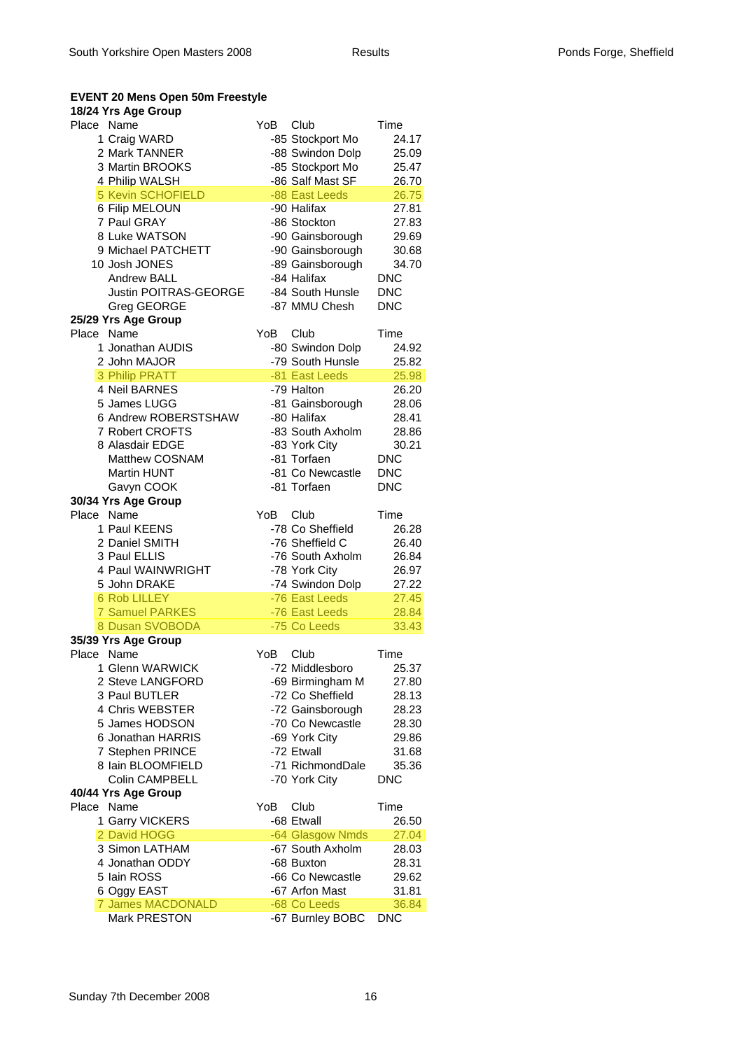## EVENT 20 Mens Open 50m Freestyle

### 18/24 Yrs Age Group

| Place | Name | YoB | Club | Time |
|---|---|---|---|---|
| 1 | Craig WARD | -85 | Stockport Mo | 24.17 |
| 2 | Mark TANNER | -88 | Swindon Dolp | 25.09 |
| 3 | Martin BROOKS | -85 | Stockport Mo | 25.47 |
| 4 | Philip WALSH | -86 | Salf Mast SF | 26.70 |
| 5 | Kevin SCHOFIELD | -88 | East Leeds | 26.75 |
| 6 | Filip MELOUN | -90 | Halifax | 27.81 |
| 7 | Paul GRAY | -86 | Stockton | 27.83 |
| 8 | Luke WATSON | -90 | Gainsborough | 29.69 |
| 9 | Michael PATCHETT | -90 | Gainsborough | 30.68 |
| 10 | Josh JONES | -89 | Gainsborough | 34.70 |
| | Andrew BALL | -84 | Halifax | DNC |
| | Justin POITRAS-GEORGE | -84 | South Hunsle | DNC |
| | Greg GEORGE | -87 | MMU Chesh | DNC |

### 25/29 Yrs Age Group

| Place | Name | YoB | Club | Time |
|---|---|---|---|---|
| 1 | Jonathan AUDIS | -80 | Swindon Dolp | 24.92 |
| 2 | John MAJOR | -79 | South Hunsle | 25.82 |
| 3 | Philip PRATT | -81 | East Leeds | 25.98 |
| 4 | Neil BARNES | -79 | Halton | 26.20 |
| 5 | James LUGG | -81 | Gainsborough | 28.06 |
| 6 | Andrew ROBERSTSHAW | -80 | Halifax | 28.41 |
| 7 | Robert CROFTS | -83 | South Axholm | 28.86 |
| 8 | Alasdair EDGE | -83 | York City | 30.21 |
| | Matthew COSNAM | -81 | Torfaen | DNC |
| | Martin HUNT | -81 | Co Newcastle | DNC |
| | Gavyn COOK | -81 | Torfaen | DNC |

### 30/34 Yrs Age Group

| Place | Name | YoB | Club | Time |
|---|---|---|---|---|
| 1 | Paul KEENS | -78 | Co Sheffield | 26.28 |
| 2 | Daniel SMITH | -76 | Sheffield C | 26.40 |
| 3 | Paul ELLIS | -76 | South Axholm | 26.84 |
| 4 | Paul WAINWRIGHT | -78 | York City | 26.97 |
| 5 | John DRAKE | -74 | Swindon Dolp | 27.22 |
| 6 | Rob LILLEY | -76 | East Leeds | 27.45 |
| 7 | Samuel PARKES | -76 | East Leeds | 28.84 |
| 8 | Dusan SVOBODA | -75 | Co Leeds | 33.43 |

### 35/39 Yrs Age Group

| Place | Name | YoB | Club | Time |
|---|---|---|---|---|
| 1 | Glenn WARWICK | -72 | Middlesboro | 25.37 |
| 2 | Steve LANGFORD | -69 | Birmingham M | 27.80 |
| 3 | Paul BUTLER | -72 | Co Sheffield | 28.13 |
| 4 | Chris WEBSTER | -72 | Gainsborough | 28.23 |
| 5 | James HODSON | -70 | Co Newcastle | 28.30 |
| 6 | Jonathan HARRIS | -69 | York City | 29.86 |
| 7 | Stephen PRINCE | -72 | Etwall | 31.68 |
| 8 | Iain BLOOMFIELD | -71 | RichmondDale | 35.36 |
| | Colin CAMPBELL | -70 | York City | DNC |

### 40/44 Yrs Age Group

| Place | Name | YoB | Club | Time |
|---|---|---|---|---|
| 1 | Garry VICKERS | -68 | Etwall | 26.50 |
| 2 | David HOGG | -64 | Glasgow Nmds | 27.04 |
| 3 | Simon LATHAM | -67 | South Axholm | 28.03 |
| 4 | Jonathan ODDY | -68 | Buxton | 28.31 |
| 5 | Iain ROSS | -66 | Co Newcastle | 29.62 |
| 6 | Oggy EAST | -67 | Arfon Mast | 31.81 |
| 7 | James MACDONALD | -68 | Co Leeds | 36.84 |
| | Mark PRESTON | -67 | Burnley BOBC | DNC |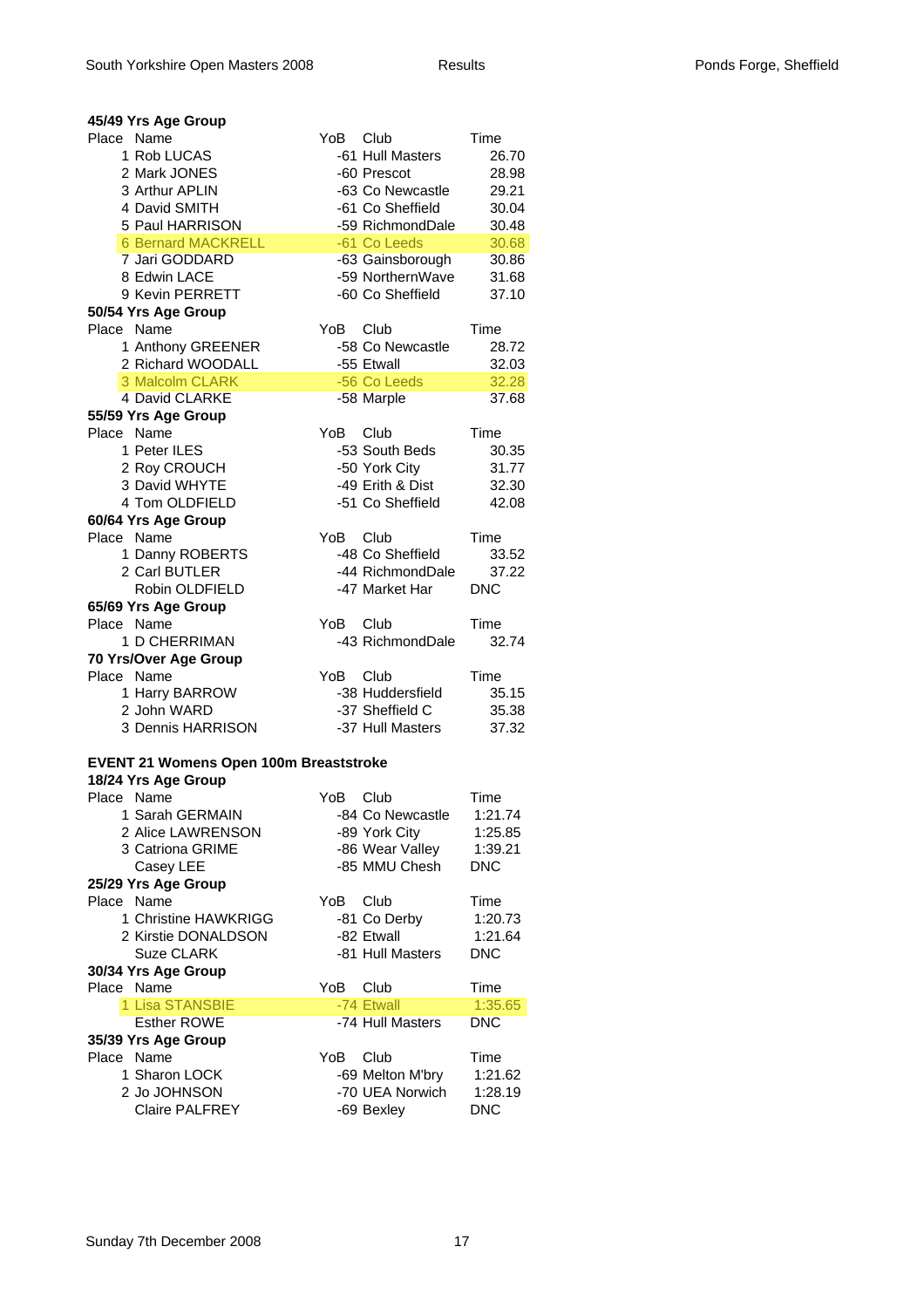### 45/49 Yrs Age Group

| Place | Name | YoB | Club | Time |
|---|---|---|---|---|
| 1 | Rob LUCAS | -61 | Hull Masters | 26.70 |
| 2 | Mark JONES | -60 | Prescot | 28.98 |
| 3 | Arthur APLIN | -63 | Co Newcastle | 29.21 |
| 4 | David SMITH | -61 | Co Sheffield | 30.04 |
| 5 | Paul HARRISON | -59 | RichmondDale | 30.48 |
| 6 | Bernard MACKRELL | -61 | Co Leeds | 30.68 |
| 7 | Jari GODDARD | -63 | Gainsborough | 30.86 |
| 8 | Edwin LACE | -59 | NorthernWave | 31.68 |
| 9 | Kevin PERRETT | -60 | Co Sheffield | 37.10 |

### 50/54 Yrs Age Group

| Place | Name | YoB | Club | Time |
|---|---|---|---|---|
| 1 | Anthony GREENER | -58 | Co Newcastle | 28.72 |
| 2 | Richard WOODALL | -55 | Etwall | 32.03 |
| 3 | Malcolm CLARK | -56 | Co Leeds | 32.28 |
| 4 | David CLARKE | -58 | Marple | 37.68 |

### 55/59 Yrs Age Group

| Place | Name | YoB | Club | Time |
|---|---|---|---|---|
| 1 | Peter ILES | -53 | South Beds | 30.35 |
| 2 | Roy CROUCH | -50 | York City | 31.77 |
| 3 | David WHYTE | -49 | Erith & Dist | 32.30 |
| 4 | Tom OLDFIELD | -51 | Co Sheffield | 42.08 |

### 60/64 Yrs Age Group

| Place | Name | YoB | Club | Time |
|---|---|---|---|---|
| 1 | Danny ROBERTS | -48 | Co Sheffield | 33.52 |
| 2 | Carl BUTLER | -44 | RichmondDale | 37.22 |
| | Robin OLDFIELD | -47 | Market Har | DNC |

### 65/69 Yrs Age Group

| Place | Name | YoB | Club | Time |
|---|---|---|---|---|
| 1 | D CHERRIMAN | -43 | RichmondDale | 32.74 |

### 70 Yrs/Over Age Group

| Place | Name | YoB | Club | Time |
|---|---|---|---|---|
| 1 | Harry BARROW | -38 | Huddersfield | 35.15 |
| 2 | John WARD | -37 | Sheffield C | 35.38 |
| 3 | Dennis HARRISON | -37 | Hull Masters | 37.32 |

## EVENT 21 Womens Open 100m Breaststroke

### 18/24 Yrs Age Group

| Place | Name | YoB | Club | Time |
|---|---|---|---|---|
| 1 | Sarah GERMAIN | -84 | Co Newcastle | 1:21.74 |
| 2 | Alice LAWRENSON | -89 | York City | 1:25.85 |
| 3 | Catriona GRIME | -86 | Wear Valley | 1:39.21 |
| | Casey LEE | -85 | MMU Chesh | DNC |

### 25/29 Yrs Age Group

| Place | Name | YoB | Club | Time |
|---|---|---|---|---|
| 1 | Christine HAWKRIGG | -81 | Co Derby | 1:20.73 |
| 2 | Kirstie DONALDSON | -82 | Etwall | 1:21.64 |
| | Suze CLARK | -81 | Hull Masters | DNC |

### 30/34 Yrs Age Group

| Place | Name | YoB | Club | Time |
|---|---|---|---|---|
| 1 | Lisa STANSBIE | -74 | Etwall | 1:35.65 |
| | Esther ROWE | -74 | Hull Masters | DNC |

### 35/39 Yrs Age Group

| Place | Name | YoB | Club | Time |
|---|---|---|---|---|
| 1 | Sharon LOCK | -69 | Melton M'bry | 1:21.62 |
| 2 | Jo JOHNSON | -70 | UEA Norwich | 1:28.19 |
| | Claire PALFREY | -69 | Bexley | DNC |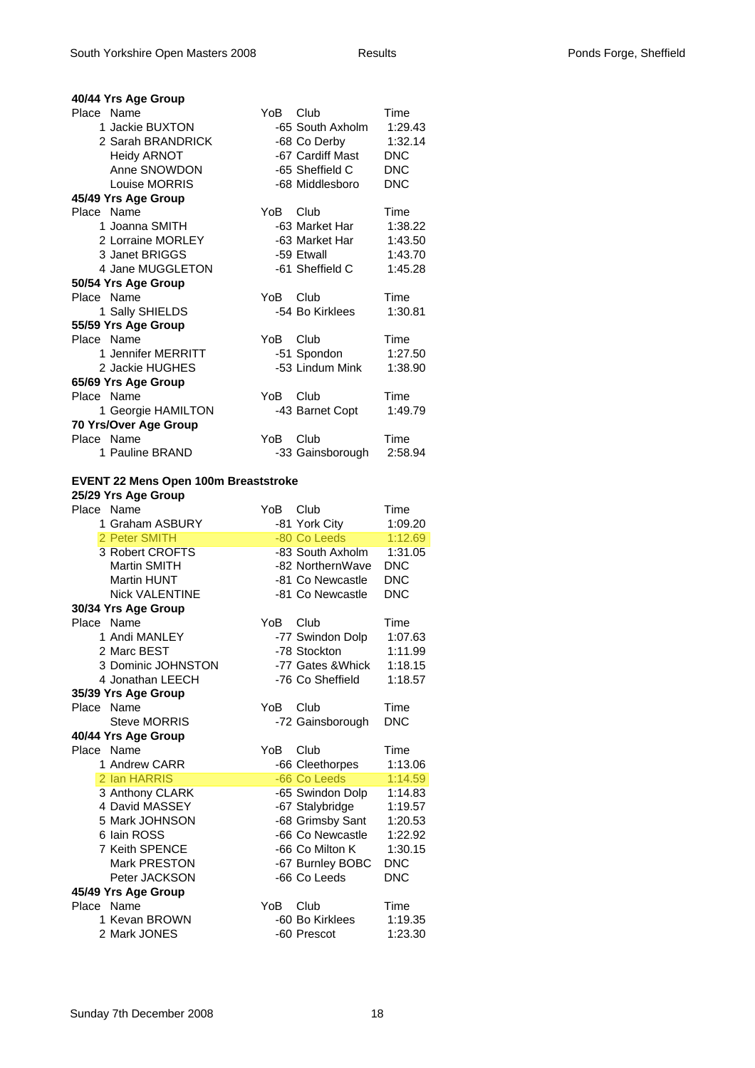**40/44 Yrs Age Group**

| Place | Name | YoB | Club | Time |
|---|---|---|---|---|
| 1 | Jackie BUXTON | -65 | South Axholm | 1:29.43 |
| 2 | Sarah BRANDRICK | -68 | Co Derby | 1:32.14 |
| | Heidy ARNOT | -67 | Cardiff Mast | DNC |
| | Anne SNOWDON | -65 | Sheffield C | DNC |
| | Louise MORRIS | -68 | Middlesboro | DNC |

**45/49 Yrs Age Group**

| Place | Name | YoB | Club | Time |
|---|---|---|---|---|
| 1 | Joanna SMITH | -63 | Market Har | 1:38.22 |
| 2 | Lorraine MORLEY | -63 | Market Har | 1:43.50 |
| 3 | Janet BRIGGS | -59 | Etwall | 1:43.70 |
| 4 | Jane MUGGLETON | -61 | Sheffield C | 1:45.28 |

**50/54 Yrs Age Group**

| Place | Name | YoB | Club | Time |
|---|---|---|---|---|
| 1 | Sally SHIELDS | -54 | Bo Kirklees | 1:30.81 |

**55/59 Yrs Age Group**

| Place | Name | YoB | Club | Time |
|---|---|---|---|---|
| 1 | Jennifer MERRITT | -51 | Spondon | 1:27.50 |
| 2 | Jackie HUGHES | -53 | Lindum Mink | 1:38.90 |

**65/69 Yrs Age Group**

| Place | Name | YoB | Club | Time |
|---|---|---|---|---|
| 1 | Georgie HAMILTON | -43 | Barnet Copt | 1:49.79 |

**70 Yrs/Over Age Group**

| Place | Name | YoB | Club | Time |
|---|---|---|---|---|
| 1 | Pauline BRAND | -33 | Gainsborough | 2:58.94 |

**EVENT 22 Mens Open 100m Breaststroke**

**25/29 Yrs Age Group**

| Place | Name | YoB | Club | Time |
|---|---|---|---|---|
| 1 | Graham ASBURY | -81 | York City | 1:09.20 |
| 2 | Peter SMITH | -80 | Co Leeds | 1:12.69 |
| 3 | Robert CROFTS | -83 | South Axholm | 1:31.05 |
| | Martin SMITH | -82 | NorthernWave | DNC |
| | Martin HUNT | -81 | Co Newcastle | DNC |
| | Nick VALENTINE | -81 | Co Newcastle | DNC |

**30/34 Yrs Age Group**

| Place | Name | YoB | Club | Time |
|---|---|---|---|---|
| 1 | Andi MANLEY | -77 | Swindon Dolp | 1:07.63 |
| 2 | Marc BEST | -78 | Stockton | 1:11.99 |
| 3 | Dominic JOHNSTON | -77 | Gates &Whick | 1:18.15 |
| 4 | Jonathan LEECH | -76 | Co Sheffield | 1:18.57 |

**35/39 Yrs Age Group**

| Place | Name | YoB | Club | Time |
|---|---|---|---|---|
| | Steve MORRIS | -72 | Gainsborough | DNC |

**40/44 Yrs Age Group**

| Place | Name | YoB | Club | Time |
|---|---|---|---|---|
| 1 | Andrew CARR | -66 | Cleethorpes | 1:13.06 |
| 2 | Ian HARRIS | -66 | Co Leeds | 1:14.59 |
| 3 | Anthony CLARK | -65 | Swindon Dolp | 1:14.83 |
| 4 | David MASSEY | -67 | Stalybridge | 1:19.57 |
| 5 | Mark JOHNSON | -68 | Grimsby Sant | 1:20.53 |
| 6 | Iain ROSS | -66 | Co Newcastle | 1:22.92 |
| 7 | Keith SPENCE | -66 | Co Milton K | 1:30.15 |
| | Mark PRESTON | -67 | Burnley BOBC | DNC |
| | Peter JACKSON | -66 | Co Leeds | DNC |

**45/49 Yrs Age Group**

| Place | Name | YoB | Club | Time |
|---|---|---|---|---|
| 1 | Kevan BROWN | -60 | Bo Kirklees | 1:19.35 |
| 2 | Mark JONES | -60 | Prescot | 1:23.30 |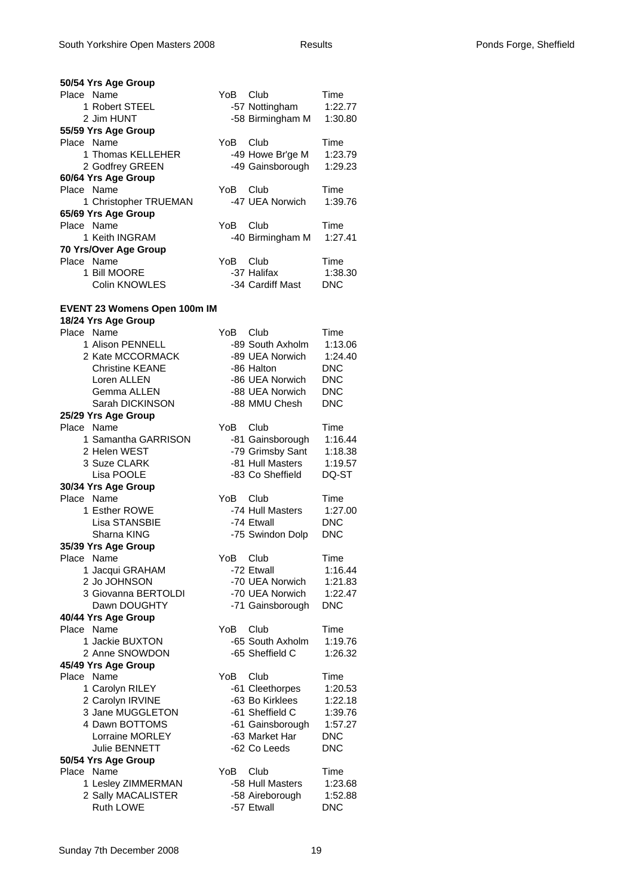**50/54 Yrs Age Group**

| Place | Name | YoB | Club | Time |
|---|---|---|---|---|
| 1 | Robert STEEL | -57 | Nottingham | 1:22.77 |
| 2 | Jim HUNT | -58 | Birmingham M | 1:30.80 |

**55/59 Yrs Age Group**

| Place | Name | YoB | Club | Time |
|---|---|---|---|---|
| 1 | Thomas KELLEHER | -49 | Howe Br'ge M | 1:23.79 |
| 2 | Godfrey GREEN | -49 | Gainsborough | 1:29.23 |

**60/64 Yrs Age Group**

| Place | Name | YoB | Club | Time |
|---|---|---|---|---|
| 1 | Christopher TRUEMAN | -47 | UEA Norwich | 1:39.76 |

**65/69 Yrs Age Group**

| Place | Name | YoB | Club | Time |
|---|---|---|---|---|
| 1 | Keith INGRAM | -40 | Birmingham M | 1:27.41 |

**70 Yrs/Over Age Group**

| Place | Name | YoB | Club | Time |
|---|---|---|---|---|
| 1 | Bill MOORE | -37 | Halifax | 1:38.30 |
| | Colin KNOWLES | -34 | Cardiff Mast | DNC |

## EVENT 23 Womens Open 100m IM

**18/24 Yrs Age Group**

| Place | Name | YoB | Club | Time |
|---|---|---|---|---|
| 1 | Alison PENNELL | -89 | South Axholm | 1:13.06 |
| 2 | Kate MCCORMACK | -89 | UEA Norwich | 1:24.40 |
| | Christine KEANE | -86 | Halton | DNC |
| | Loren ALLEN | -86 | UEA Norwich | DNC |
| | Gemma ALLEN | -88 | UEA Norwich | DNC |
| | Sarah DICKINSON | -88 | MMU Chesh | DNC |

**25/29 Yrs Age Group**

| Place | Name | YoB | Club | Time |
|---|---|---|---|---|
| 1 | Samantha GARRISON | -81 | Gainsborough | 1:16.44 |
| 2 | Helen WEST | -79 | Grimsby Sant | 1:18.38 |
| 3 | Suze CLARK | -81 | Hull Masters | 1:19.57 |
| | Lisa POOLE | -83 | Co Sheffield | DQ-ST |

**30/34 Yrs Age Group**

| Place | Name | YoB | Club | Time |
|---|---|---|---|---|
| 1 | Esther ROWE | -74 | Hull Masters | 1:27.00 |
| | Lisa STANSBIE | -74 | Etwall | DNC |
| | Sharna KING | -75 | Swindon Dolp | DNC |

**35/39 Yrs Age Group**

| Place | Name | YoB | Club | Time |
|---|---|---|---|---|
| 1 | Jacqui GRAHAM | -72 | Etwall | 1:16.44 |
| 2 | Jo JOHNSON | -70 | UEA Norwich | 1:21.83 |
| 3 | Giovanna BERTOLDI | -70 | UEA Norwich | 1:22.47 |
| | Dawn DOUGHTY | -71 | Gainsborough | DNC |

**40/44 Yrs Age Group**

| Place | Name | YoB | Club | Time |
|---|---|---|---|---|
| 1 | Jackie BUXTON | -65 | South Axholm | 1:19.76 |
| 2 | Anne SNOWDON | -65 | Sheffield C | 1:26.32 |

**45/49 Yrs Age Group**

| Place | Name | YoB | Club | Time |
|---|---|---|---|---|
| 1 | Carolyn RILEY | -61 | Cleethorpes | 1:20.53 |
| 2 | Carolyn IRVINE | -63 | Bo Kirklees | 1:22.18 |
| 3 | Jane MUGGLETON | -61 | Sheffield C | 1:39.76 |
| 4 | Dawn BOTTOMS | -61 | Gainsborough | 1:57.27 |
| | Lorraine MORLEY | -63 | Market Har | DNC |
| | Julie BENNETT | -62 | Co Leeds | DNC |

**50/54 Yrs Age Group**

| Place | Name | YoB | Club | Time |
|---|---|---|---|---|
| 1 | Lesley ZIMMERMAN | -58 | Hull Masters | 1:23.68 |
| 2 | Sally MACALISTER | -58 | Aireborough | 1:52.88 |
| | Ruth LOWE | -57 | Etwall | DNC |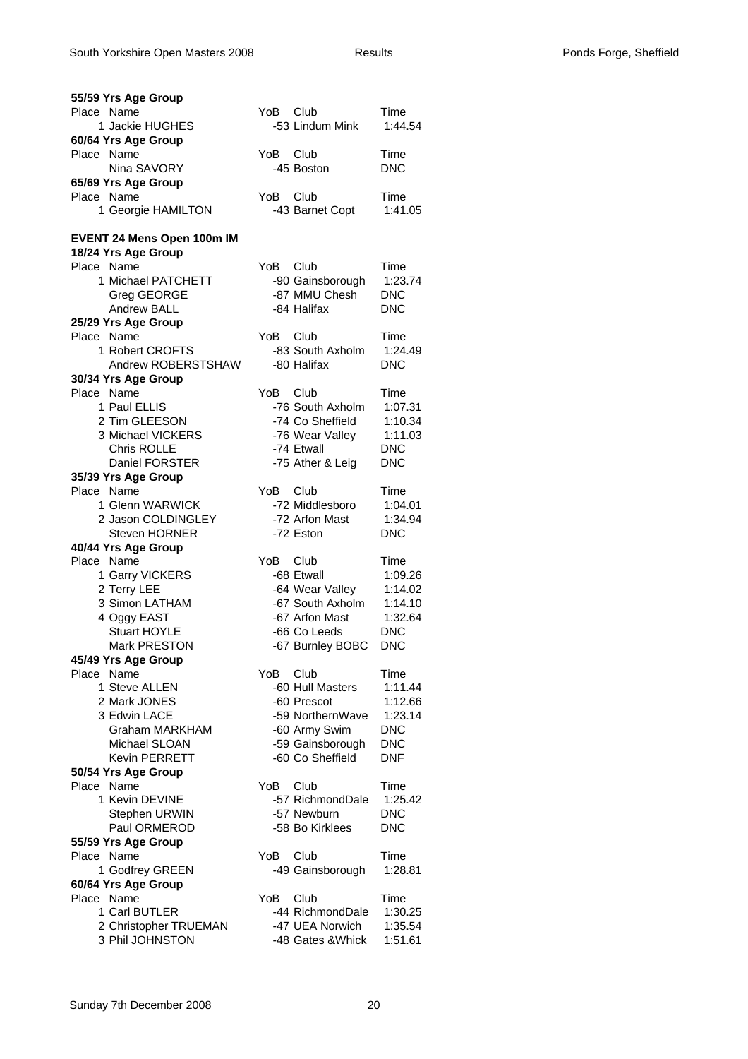**55/59 Yrs Age Group**

| Place | Name | YoB | Club | Time |
|---|---|---|---|---|
| 1 | Jackie HUGHES | -53 | Lindum Mink | 1:44.54 |

**60/64 Yrs Age Group**

| Place | Name | YoB | Club | Time |
|---|---|---|---|---|
| | Nina SAVORY | -45 | Boston | DNC |

**65/69 Yrs Age Group**

| Place | Name | YoB | Club | Time |
|---|---|---|---|---|
| 1 | Georgie HAMILTON | -43 | Barnet Copt | 1:41.05 |

## EVENT 24 Mens Open 100m IM

**18/24 Yrs Age Group**

| Place | Name | YoB | Club | Time |
|---|---|---|---|---|
| 1 | Michael PATCHETT | -90 | Gainsborough | 1:23.74 |
| | Greg GEORGE | -87 | MMU Chesh | DNC |
| | Andrew BALL | -84 | Halifax | DNC |

**25/29 Yrs Age Group**

| Place | Name | YoB | Club | Time |
|---|---|---|---|---|
| 1 | Robert CROFTS | -83 | South Axholm | 1:24.49 |
| | Andrew ROBERSTSHAW | -80 | Halifax | DNC |

**30/34 Yrs Age Group**

| Place | Name | YoB | Club | Time |
|---|---|---|---|---|
| 1 | Paul ELLIS | -76 | South Axholm | 1:07.31 |
| 2 | Tim GLEESON | -74 | Co Sheffield | 1:10.34 |
| 3 | Michael VICKERS | -76 | Wear Valley | 1:11.03 |
| | Chris ROLLE | -74 | Etwall | DNC |
| | Daniel FORSTER | -75 | Ather & Leig | DNC |

**35/39 Yrs Age Group**

| Place | Name | YoB | Club | Time |
|---|---|---|---|---|
| 1 | Glenn WARWICK | -72 | Middlesboro | 1:04.01 |
| 2 | Jason COLDINGLEY | -72 | Arfon Mast | 1:34.94 |
| | Steven HORNER | -72 | Eston | DNC |

**40/44 Yrs Age Group**

| Place | Name | YoB | Club | Time |
|---|---|---|---|---|
| 1 | Garry VICKERS | -68 | Etwall | 1:09.26 |
| 2 | Terry LEE | -64 | Wear Valley | 1:14.02 |
| 3 | Simon LATHAM | -67 | South Axholm | 1:14.10 |
| 4 | Oggy EAST | -67 | Arfon Mast | 1:32.64 |
| | Stuart HOYLE | -66 | Co Leeds | DNC |
| | Mark PRESTON | -67 | Burnley BOBC | DNC |

**45/49 Yrs Age Group**

| Place | Name | YoB | Club | Time |
|---|---|---|---|---|
| 1 | Steve ALLEN | -60 | Hull Masters | 1:11.44 |
| 2 | Mark JONES | -60 | Prescot | 1:12.66 |
| 3 | Edwin LACE | -59 | NorthernWave | 1:23.14 |
| | Graham MARKHAM | -60 | Army Swim | DNC |
| | Michael SLOAN | -59 | Gainsborough | DNC |
| | Kevin PERRETT | -60 | Co Sheffield | DNF |

**50/54 Yrs Age Group**

| Place | Name | YoB | Club | Time |
|---|---|---|---|---|
| 1 | Kevin DEVINE | -57 | RichmondDale | 1:25.42 |
| | Stephen URWIN | -57 | Newburn | DNC |
| | Paul ORMEROD | -58 | Bo Kirklees | DNC |

**55/59 Yrs Age Group**

| Place | Name | YoB | Club | Time |
|---|---|---|---|---|
| 1 | Godfrey GREEN | -49 | Gainsborough | 1:28.81 |

**60/64 Yrs Age Group**

| Place | Name | YoB | Club | Time |
|---|---|---|---|---|
| 1 | Carl BUTLER | -44 | RichmondDale | 1:30.25 |
| 2 | Christopher TRUEMAN | -47 | UEA Norwich | 1:35.54 |
| 3 | Phil JOHNSTON | -48 | Gates &Whick | 1:51.61 |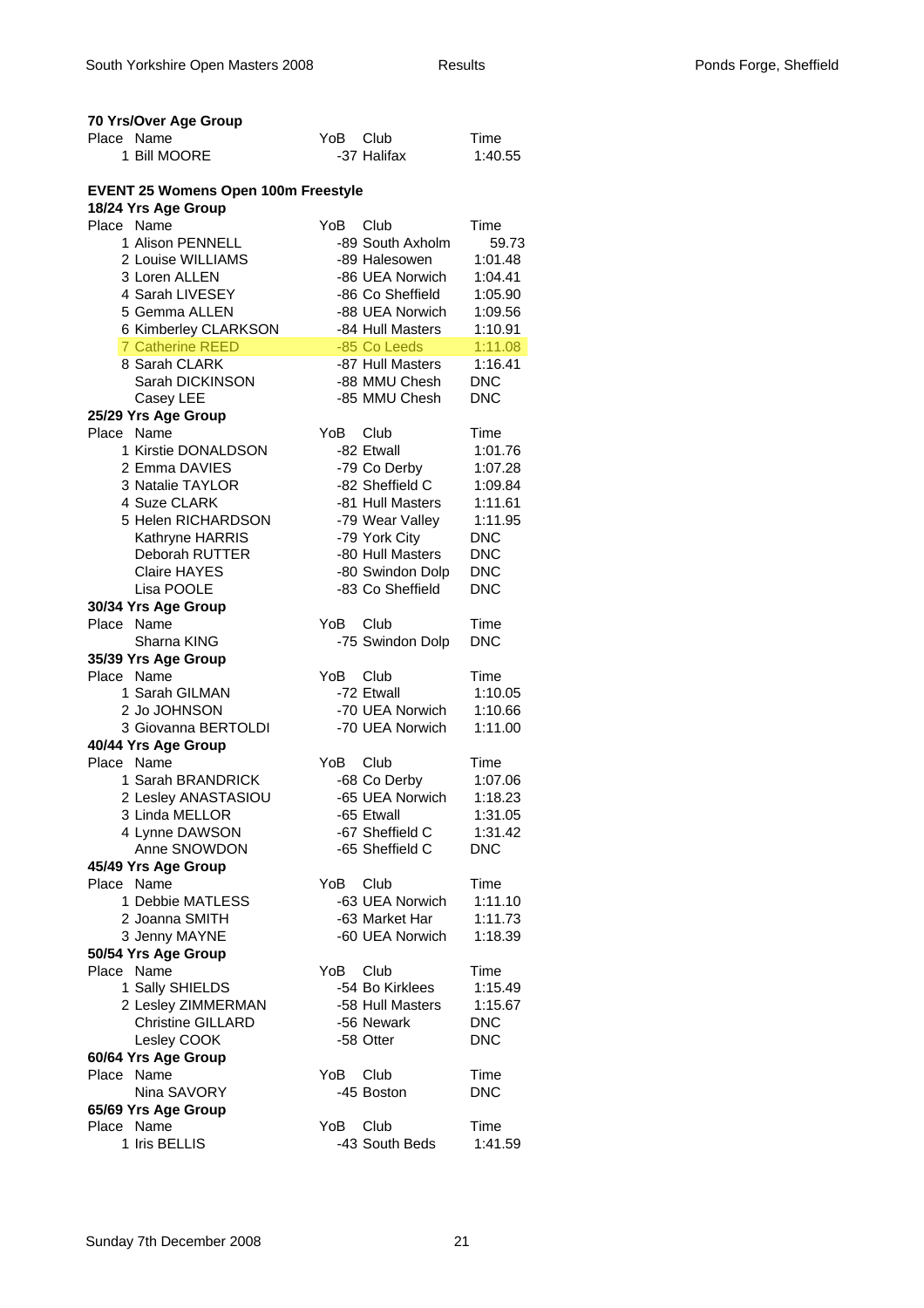**70 Yrs/Over Age Group**

| Place | Name | YoB | Club | Time |
|---|---|---|---|---|
| 1 | Bill MOORE | -37 | Halifax | 1:40.55 |

**EVENT 25 Womens Open 100m Freestyle**

**18/24 Yrs Age Group**

| Place | Name | YoB | Club | Time |
|---|---|---|---|---|
| 1 | Alison PENNELL | -89 | South Axholm | 59.73 |
| 2 | Louise WILLIAMS | -89 | Halesowen | 1:01.48 |
| 3 | Loren ALLEN | -86 | UEA Norwich | 1:04.41 |
| 4 | Sarah LIVESEY | -86 | Co Sheffield | 1:05.90 |
| 5 | Gemma ALLEN | -88 | UEA Norwich | 1:09.56 |
| 6 | Kimberley CLARKSON | -84 | Hull Masters | 1:10.91 |
| 7 | Catherine REED | -85 | Co Leeds | 1:11.08 |
| 8 | Sarah CLARK | -87 | Hull Masters | 1:16.41 |
| | Sarah DICKINSON | -88 | MMU Chesh | DNC |
| | Casey LEE | -85 | MMU Chesh | DNC |

**25/29 Yrs Age Group**

| Place | Name | YoB | Club | Time |
|---|---|---|---|---|
| 1 | Kirstie DONALDSON | -82 | Etwall | 1:01.76 |
| 2 | Emma DAVIES | -79 | Co Derby | 1:07.28 |
| 3 | Natalie TAYLOR | -82 | Sheffield C | 1:09.84 |
| 4 | Suze CLARK | -81 | Hull Masters | 1:11.61 |
| 5 | Helen RICHARDSON | -79 | Wear Valley | 1:11.95 |
| | Kathryne HARRIS | -79 | York City | DNC |
| | Deborah RUTTER | -80 | Hull Masters | DNC |
| | Claire HAYES | -80 | Swindon Dolp | DNC |
| | Lisa POOLE | -83 | Co Sheffield | DNC |

**30/34 Yrs Age Group**

| Place | Name | YoB | Club | Time |
|---|---|---|---|---|
| | Sharna KING | -75 | Swindon Dolp | DNC |

**35/39 Yrs Age Group**

| Place | Name | YoB | Club | Time |
|---|---|---|---|---|
| 1 | Sarah GILMAN | -72 | Etwall | 1:10.05 |
| 2 | Jo JOHNSON | -70 | UEA Norwich | 1:10.66 |
| 3 | Giovanna BERTOLDI | -70 | UEA Norwich | 1:11.00 |

**40/44 Yrs Age Group**

| Place | Name | YoB | Club | Time |
|---|---|---|---|---|
| 1 | Sarah BRANDRICK | -68 | Co Derby | 1:07.06 |
| 2 | Lesley ANASTASIOU | -65 | UEA Norwich | 1:18.23 |
| 3 | Linda MELLOR | -65 | Etwall | 1:31.05 |
| 4 | Lynne DAWSON | -67 | Sheffield C | 1:31.42 |
| | Anne SNOWDON | -65 | Sheffield C | DNC |

**45/49 Yrs Age Group**

| Place | Name | YoB | Club | Time |
|---|---|---|---|---|
| 1 | Debbie MATLESS | -63 | UEA Norwich | 1:11.10 |
| 2 | Joanna SMITH | -63 | Market Har | 1:11.73 |
| 3 | Jenny MAYNE | -60 | UEA Norwich | 1:18.39 |

**50/54 Yrs Age Group**

| Place | Name | YoB | Club | Time |
|---|---|---|---|---|
| 1 | Sally SHIELDS | -54 | Bo Kirklees | 1:15.49 |
| 2 | Lesley ZIMMERMAN | -58 | Hull Masters | 1:15.67 |
| | Christine GILLARD | -56 | Newark | DNC |
| | Lesley COOK | -58 | Otter | DNC |

**60/64 Yrs Age Group**

| Place | Name | YoB | Club | Time |
|---|---|---|---|---|
| | Nina SAVORY | -45 | Boston | DNC |

**65/69 Yrs Age Group**

| Place | Name | YoB | Club | Time |
|---|---|---|---|---|
| 1 | Iris BELLIS | -43 | South Beds | 1:41.59 |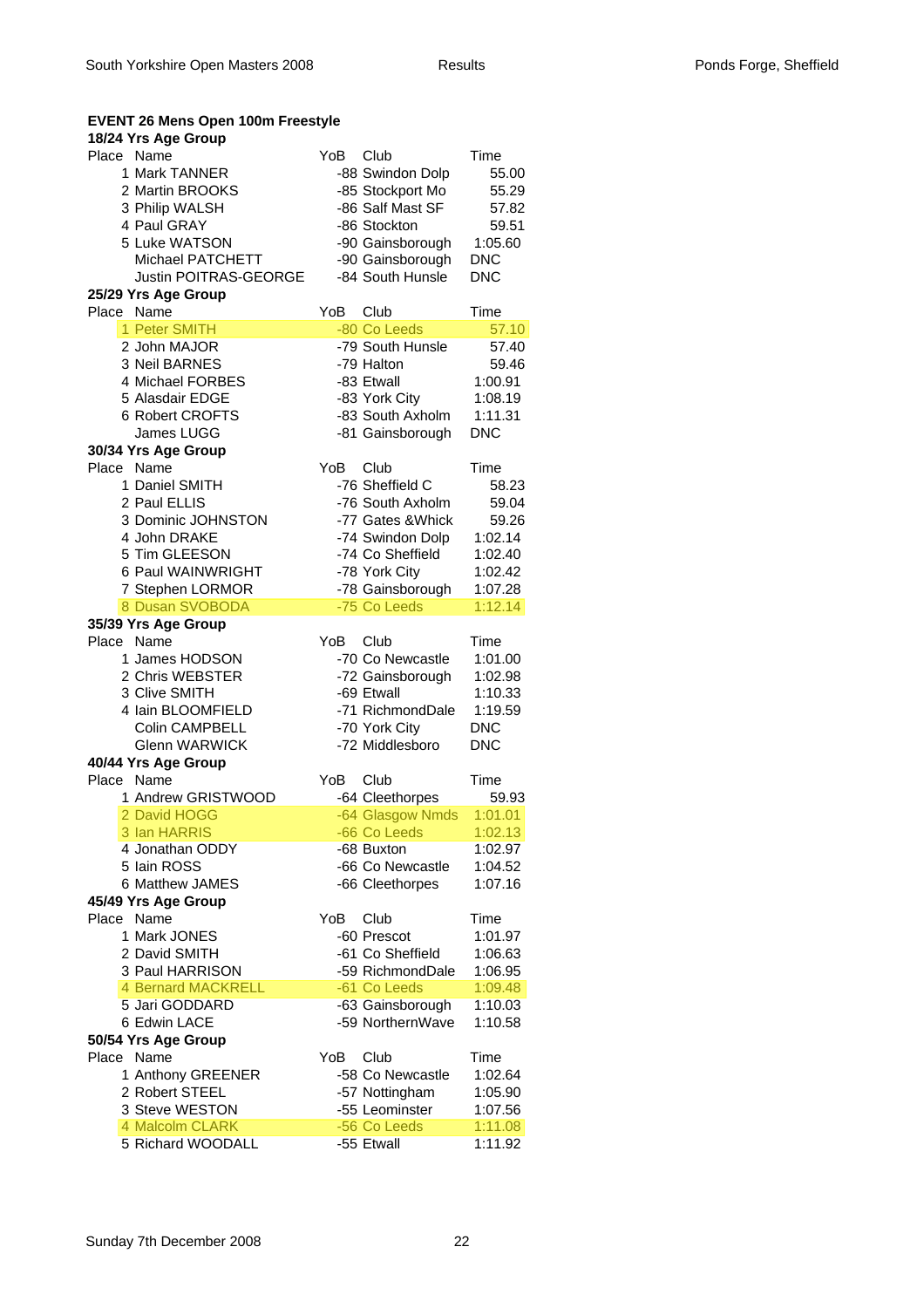### EVENT 26 Mens Open 100m Freestyle

#### 18/24 Yrs Age Group

| Place | Name | YoB | Club | Time |
|---|---|---|---|---|
| 1 | Mark TANNER | -88 | Swindon Dolp | 55.00 |
| 2 | Martin BROOKS | -85 | Stockport Mo | 55.29 |
| 3 | Philip WALSH | -86 | Salf Mast SF | 57.82 |
| 4 | Paul GRAY | -86 | Stockton | 59.51 |
| 5 | Luke WATSON | -90 | Gainsborough | 1:05.60 |
| | Michael PATCHETT | -90 | Gainsborough | DNC |
| | Justin POITRAS-GEORGE | -84 | South Hunsle | DNC |

#### 25/29 Yrs Age Group

| Place | Name | YoB | Club | Time |
|---|---|---|---|---|
| 1 | Peter SMITH | -80 | Co Leeds | 57.10 |
| 2 | John MAJOR | -79 | South Hunsle | 57.40 |
| 3 | Neil BARNES | -79 | Halton | 59.46 |
| 4 | Michael FORBES | -83 | Etwall | 1:00.91 |
| 5 | Alasdair EDGE | -83 | York City | 1:08.19 |
| 6 | Robert CROFTS | -83 | South Axholm | 1:11.31 |
| | James LUGG | -81 | Gainsborough | DNC |

#### 30/34 Yrs Age Group

| Place | Name | YoB | Club | Time |
|---|---|---|---|---|
| 1 | Daniel SMITH | -76 | Sheffield C | 58.23 |
| 2 | Paul ELLIS | -76 | South Axholm | 59.04 |
| 3 | Dominic JOHNSTON | -77 | Gates &Whick | 59.26 |
| 4 | John DRAKE | -74 | Swindon Dolp | 1:02.14 |
| 5 | Tim GLEESON | -74 | Co Sheffield | 1:02.40 |
| 6 | Paul WAINWRIGHT | -78 | York City | 1:02.42 |
| 7 | Stephen LORMOR | -78 | Gainsborough | 1:07.28 |
| 8 | Dusan SVOBODA | -75 | Co Leeds | 1:12.14 |

#### 35/39 Yrs Age Group

| Place | Name | YoB | Club | Time |
|---|---|---|---|---|
| 1 | James HODSON | -70 | Co Newcastle | 1:01.00 |
| 2 | Chris WEBSTER | -72 | Gainsborough | 1:02.98 |
| 3 | Clive SMITH | -69 | Etwall | 1:10.33 |
| 4 | Iain BLOOMFIELD | -71 | RichmondDale | 1:19.59 |
| | Colin CAMPBELL | -70 | York City | DNC |
| | Glenn WARWICK | -72 | Middlesboro | DNC |

#### 40/44 Yrs Age Group

| Place | Name | YoB | Club | Time |
|---|---|---|---|---|
| 1 | Andrew GRISTWOOD | -64 | Cleethorpes | 59.93 |
| 2 | David HOGG | -64 | Glasgow Nmds | 1:01.01 |
| 3 | Ian HARRIS | -66 | Co Leeds | 1:02.13 |
| 4 | Jonathan ODDY | -68 | Buxton | 1:02.97 |
| 5 | Iain ROSS | -66 | Co Newcastle | 1:04.52 |
| 6 | Matthew JAMES | -66 | Cleethorpes | 1:07.16 |

#### 45/49 Yrs Age Group

| Place | Name | YoB | Club | Time |
|---|---|---|---|---|
| 1 | Mark JONES | -60 | Prescot | 1:01.97 |
| 2 | David SMITH | -61 | Co Sheffield | 1:06.63 |
| 3 | Paul HARRISON | -59 | RichmondDale | 1:06.95 |
| 4 | Bernard MACKRELL | -61 | Co Leeds | 1:09.48 |
| 5 | Jari GODDARD | -63 | Gainsborough | 1:10.03 |
| 6 | Edwin LACE | -59 | NorthernWave | 1:10.58 |

#### 50/54 Yrs Age Group

| Place | Name | YoB | Club | Time |
|---|---|---|---|---|
| 1 | Anthony GREENER | -58 | Co Newcastle | 1:02.64 |
| 2 | Robert STEEL | -57 | Nottingham | 1:05.90 |
| 3 | Steve WESTON | -55 | Leominster | 1:07.56 |
| 4 | Malcolm CLARK | -56 | Co Leeds | 1:11.08 |
| 5 | Richard WOODALL | -55 | Etwall | 1:11.92 |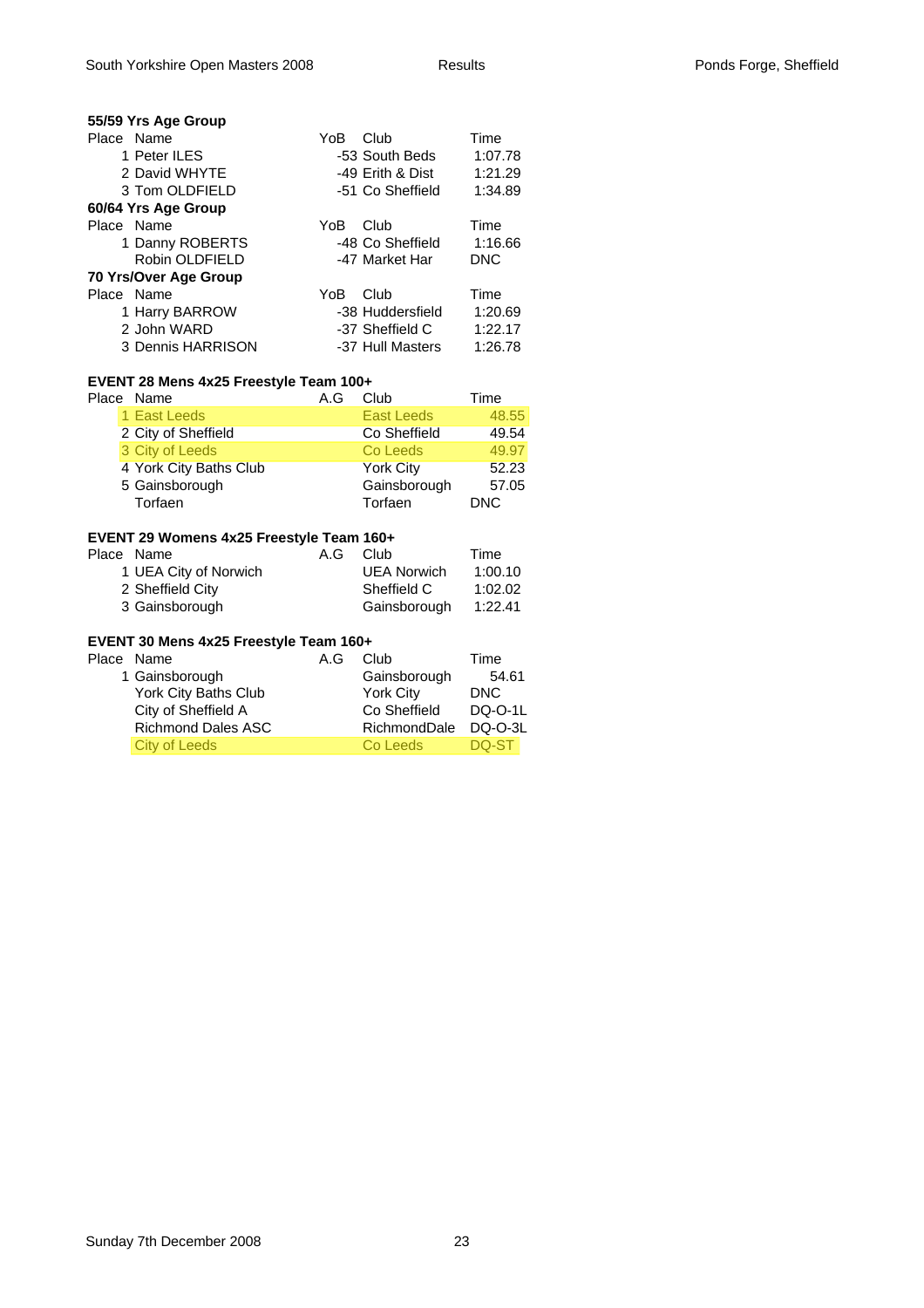### 55/59 Yrs Age Group

| Place | Name | YoB | Club | Time |
|---|---|---|---|---|
| 1 | Peter ILES | -53 | South Beds | 1:07.78 |
| 2 | David WHYTE | -49 | Erith & Dist | 1:21.29 |
| 3 | Tom OLDFIELD | -51 | Co Sheffield | 1:34.89 |

### 60/64 Yrs Age Group

| Place | Name | YoB | Club | Time |
|---|---|---|---|---|
| 1 | Danny ROBERTS | -48 | Co Sheffield | 1:16.66 |
| | Robin OLDFIELD | -47 | Market Har | DNC |

### 70 Yrs/Over Age Group

| Place | Name | YoB | Club | Time |
|---|---|---|---|---|
| 1 | Harry BARROW | -38 | Huddersfield | 1:20.69 |
| 2 | John WARD | -37 | Sheffield C | 1:22.17 |
| 3 | Dennis HARRISON | -37 | Hull Masters | 1:26.78 |

### EVENT 28 Mens 4x25 Freestyle Team 100+

| Place | Name | A.G | Club | Time |
|---|---|---|---|---|
| 1 | East Leeds | | East Leeds | 48.55 |
| 2 | City of Sheffield | | Co Sheffield | 49.54 |
| 3 | City of Leeds | | Co Leeds | 49.97 |
| 4 | York City Baths Club | | York City | 52.23 |
| 5 | Gainsborough | | Gainsborough | 57.05 |
| | Torfaen | | Torfaen | DNC |

### EVENT 29 Womens 4x25 Freestyle Team 160+

| Place | Name | A.G | Club | Time |
|---|---|---|---|---|
| 1 | UEA City of Norwich | | UEA Norwich | 1:00.10 |
| 2 | Sheffield City | | Sheffield C | 1:02.02 |
| 3 | Gainsborough | | Gainsborough | 1:22.41 |

### EVENT 30 Mens 4x25 Freestyle Team 160+

| Place | Name | A.G | Club | Time |
|---|---|---|---|---|
| 1 | Gainsborough | | Gainsborough | 54.61 |
| | York City Baths Club | | York City | DNC |
| | City of Sheffield A | | Co Sheffield | DQ-O-1L |
| | Richmond Dales ASC | | RichmondDale | DQ-O-3L |
| | City of Leeds | | Co Leeds | DQ-ST |